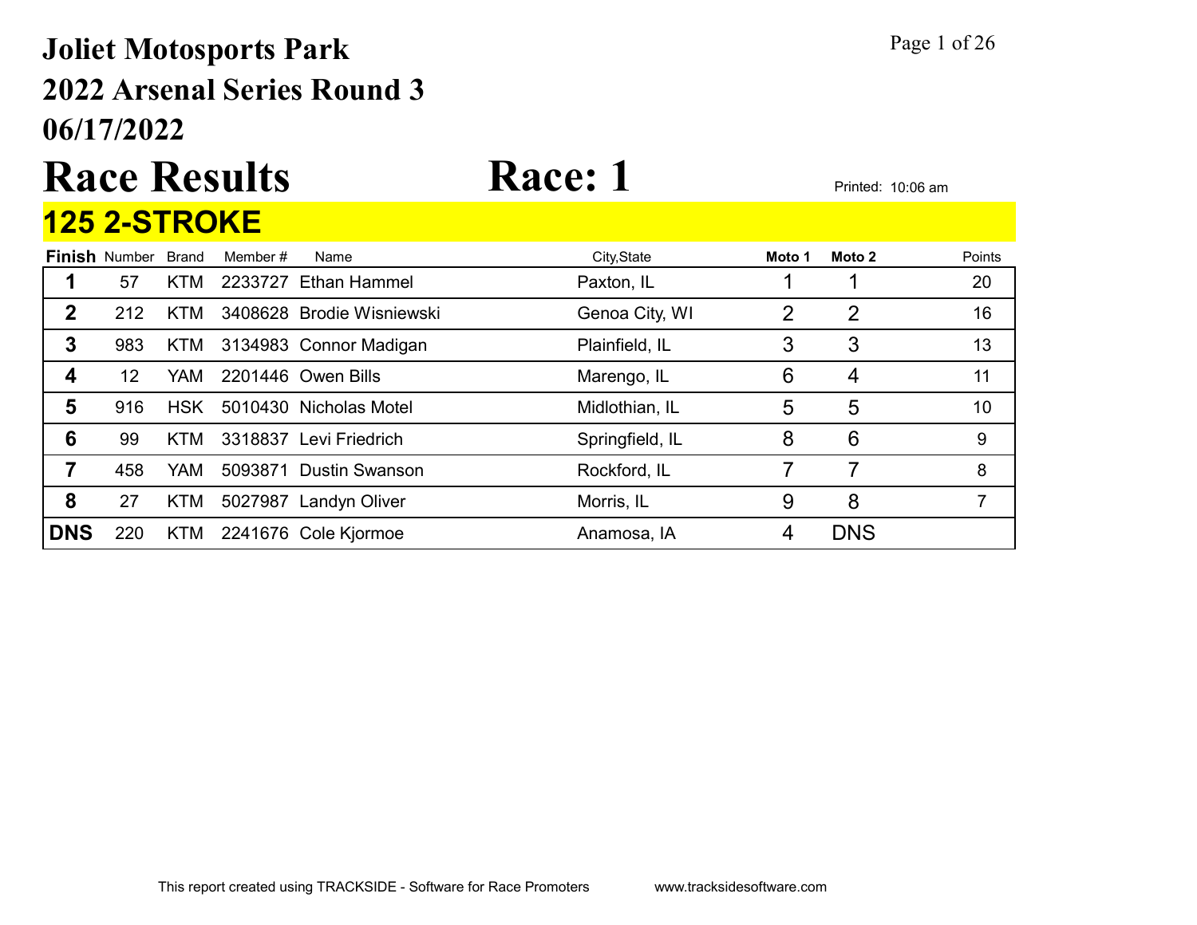# Joliet Motosports Park
# 2022 Arsenal Series Round 3
# 06/17/2022

# Race Results

# Race: 1

Printed: 10:06 am

## 125 2-STROKE

| Finish | Number | Brand | Member # | Name | City,State | Moto 1 | Moto 2 | Points |
|---|---|---|---|---|---|---|---|---|
| 1 | 57 | KTM | 2233727 | Ethan Hammel | Paxton, IL | 1 | 1 | 20 |
| 2 | 212 | KTM | 3408628 | Brodie Wisniewski | Genoa City, WI | 2 | 2 | 16 |
| 3 | 983 | KTM | 3134983 | Connor Madigan | Plainfield, IL | 3 | 3 | 13 |
| 4 | 12 | YAM | 2201446 | Owen Bills | Marengo, IL | 6 | 4 | 11 |
| 5 | 916 | HSK | 5010430 | Nicholas Motel | Midlothian, IL | 5 | 5 | 10 |
| 6 | 99 | KTM | 3318837 | Levi Friedrich | Springfield, IL | 8 | 6 | 9 |
| 7 | 458 | YAM | 5093871 | Dustin Swanson | Rockford, IL | 7 | 7 | 8 |
| 8 | 27 | KTM | 5027987 | Landyn Oliver | Morris, IL | 9 | 8 | 7 |
| DNS | 220 | KTM | 2241676 | Cole Kjormoe | Anamosa, IA | 4 | DNS | |

This report created using TRACKSIDE - Software for Race Promoters www.tracksidesoftware.com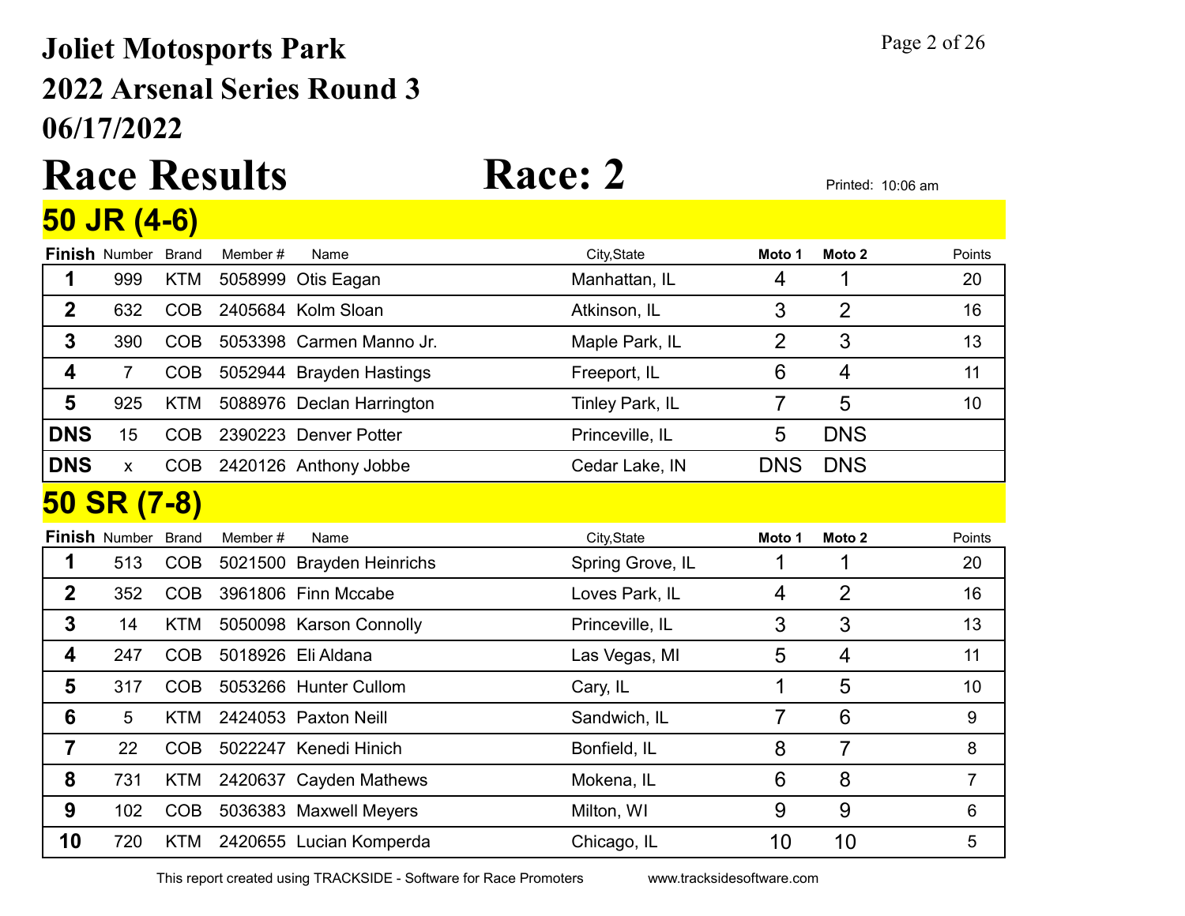# Joliet Motosports Park

## 2022 Arsenal Series Round 3

## 06/17/2022

# Race Results

# Race: 2

Printed: 10:06 am

## 50 JR (4-6)

| Finish | Number | Brand | Member # | Name | City,State | Moto 1 | Moto 2 | Points |
|---|---|---|---|---|---|---|---|---|
| 1 | 999 | KTM | 5058999 | Otis Eagan | Manhattan, IL | 4 | 1 | 20 |
| 2 | 632 | COB | 2405684 | Kolm Sloan | Atkinson, IL | 3 | 2 | 16 |
| 3 | 390 | COB | 5053398 | Carmen Manno Jr. | Maple Park, IL | 2 | 3 | 13 |
| 4 | 7 | COB | 5052944 | Brayden Hastings | Freeport, IL | 6 | 4 | 11 |
| 5 | 925 | KTM | 5088976 | Declan Harrington | Tinley Park, IL | 7 | 5 | 10 |
| DNS | 15 | COB | 2390223 | Denver Potter | Princeville, IL | 5 | DNS | |
| DNS | x | COB | 2420126 | Anthony Jobbe | Cedar Lake, IN | DNS | DNS | |

## 50 SR (7-8)

| Finish | Number | Brand | Member # | Name | City,State | Moto 1 | Moto 2 | Points |
|---|---|---|---|---|---|---|---|---|
| 1 | 513 | COB | 5021500 | Brayden Heinrichs | Spring Grove, IL | 1 | 1 | 20 |
| 2 | 352 | COB | 3961806 | Finn Mccabe | Loves Park, IL | 4 | 2 | 16 |
| 3 | 14 | KTM | 5050098 | Karson Connolly | Princeville, IL | 3 | 3 | 13 |
| 4 | 247 | COB | 5018926 | Eli Aldana | Las Vegas, MI | 5 | 4 | 11 |
| 5 | 317 | COB | 5053266 | Hunter Cullom | Cary, IL | 1 | 5 | 10 |
| 6 | 5 | KTM | 2424053 | Paxton Neill | Sandwich, IL | 7 | 6 | 9 |
| 7 | 22 | COB | 5022247 | Kenedi Hinich | Bonfield, IL | 8 | 7 | 8 |
| 8 | 731 | KTM | 2420637 | Cayden Mathews | Mokena, IL | 6 | 8 | 7 |
| 9 | 102 | COB | 5036383 | Maxwell Meyers | Milton, WI | 9 | 9 | 6 |
| 10 | 720 | KTM | 2420655 | Lucian Komperda | Chicago, IL | 10 | 10 | 5 |

This report created using TRACKSIDE - Software for Race Promoters www.tracksidesoftware.com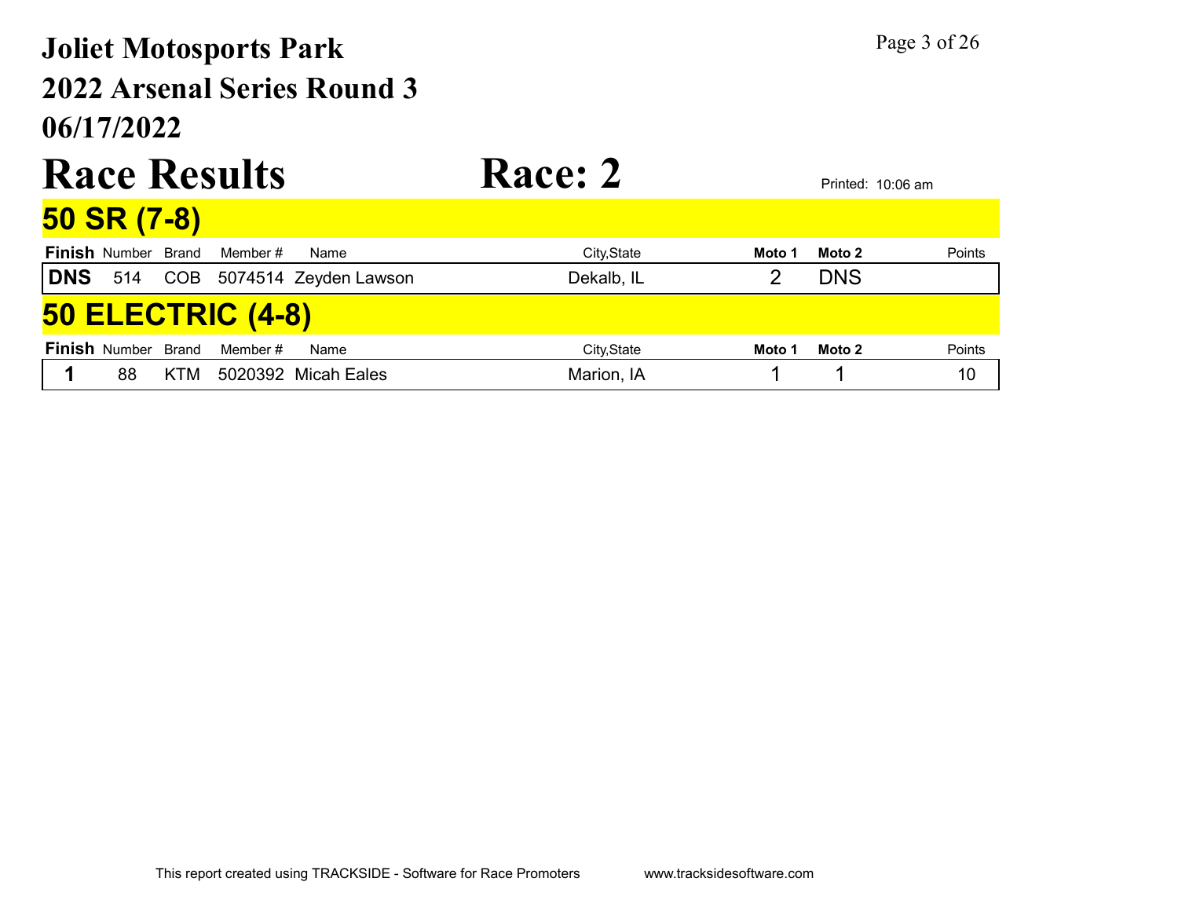# Joliet Motosports Park

## 2022 Arsenal Series Round 3

## 06/17/2022

# Race Results

# Race: 2

Printed: 10:06 am

## 50 SR (7-8)

| Finish | Number | Brand | Member # | Name | City,State | Moto 1 | Moto 2 | Points |
|---|---|---|---|---|---|---|---|---|
| DNS | 514 | COB | 5074514 | Zeyden Lawson | Dekalb, IL | 2 | DNS | |

## 50 ELECTRIC (4-8)

| Finish | Number | Brand | Member # | Name | City,State | Moto 1 | Moto 2 | Points |
|---|---|---|---|---|---|---|---|---|
| 1 | 88 | KTM | 5020392 | Micah Eales | Marion, IA | 1 | 1 | 10 |

This report created using TRACKSIDE - Software for Race Promoters www.tracksidesoftware.com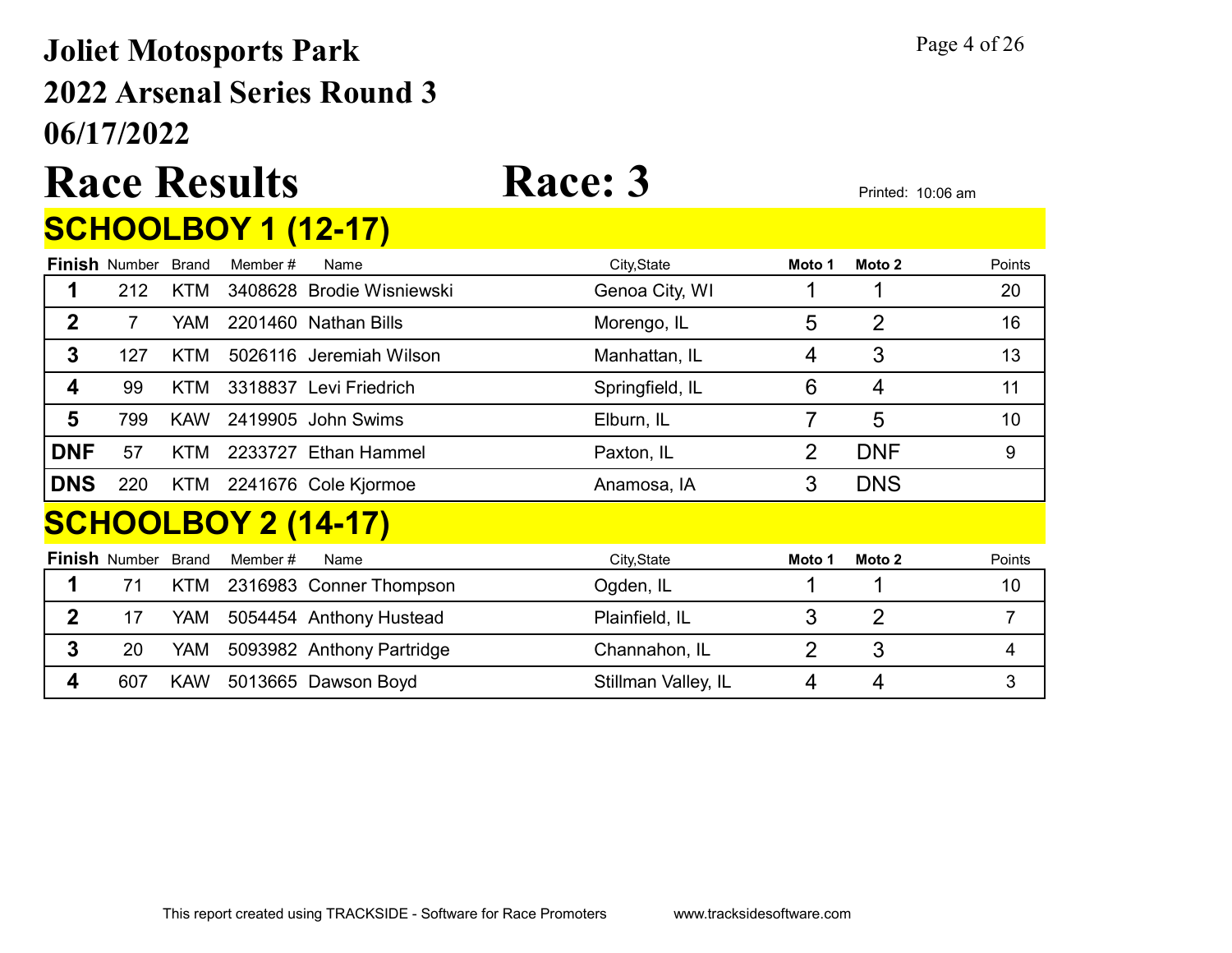# Joliet Motosports Park

## 2022 Arsenal Series Round 3

## 06/17/2022

# Race Results — Race: 3

Printed: 10:06 am

## SCHOOLBOY 1 (12-17)

| Finish | Number | Brand | Member # | Name | City,State | Moto 1 | Moto 2 | Points |
|---|---|---|---|---|---|---|---|---|
| 1 | 212 | KTM | 3408628 | Brodie Wisniewski | Genoa City, WI | 1 | 1 | 20 |
| 2 | 7 | YAM | 2201460 | Nathan Bills | Morengo, IL | 5 | 2 | 16 |
| 3 | 127 | KTM | 5026116 | Jeremiah Wilson | Manhattan, IL | 4 | 3 | 13 |
| 4 | 99 | KTM | 3318837 | Levi Friedrich | Springfield, IL | 6 | 4 | 11 |
| 5 | 799 | KAW | 2419905 | John Swims | Elburn, IL | 7 | 5 | 10 |
| DNF | 57 | KTM | 2233727 | Ethan Hammel | Paxton, IL | 2 | DNF | 9 |
| DNS | 220 | KTM | 2241676 | Cole Kjormoe | Anamosa, IA | 3 | DNS | |

## SCHOOLBOY 2 (14-17)

| Finish | Number | Brand | Member # | Name | City,State | Moto 1 | Moto 2 | Points |
|---|---|---|---|---|---|---|---|---|
| 1 | 71 | KTM | 2316983 | Conner Thompson | Ogden, IL | 1 | 1 | 10 |
| 2 | 17 | YAM | 5054454 | Anthony Hustead | Plainfield, IL | 3 | 2 | 7 |
| 3 | 20 | YAM | 5093982 | Anthony Partridge | Channahon, IL | 2 | 3 | 4 |
| 4 | 607 | KAW | 5013665 | Dawson Boyd | Stillman Valley, IL | 4 | 4 | 3 |

This report created using TRACKSIDE - Software for Race Promoters www.tracksidesoftware.com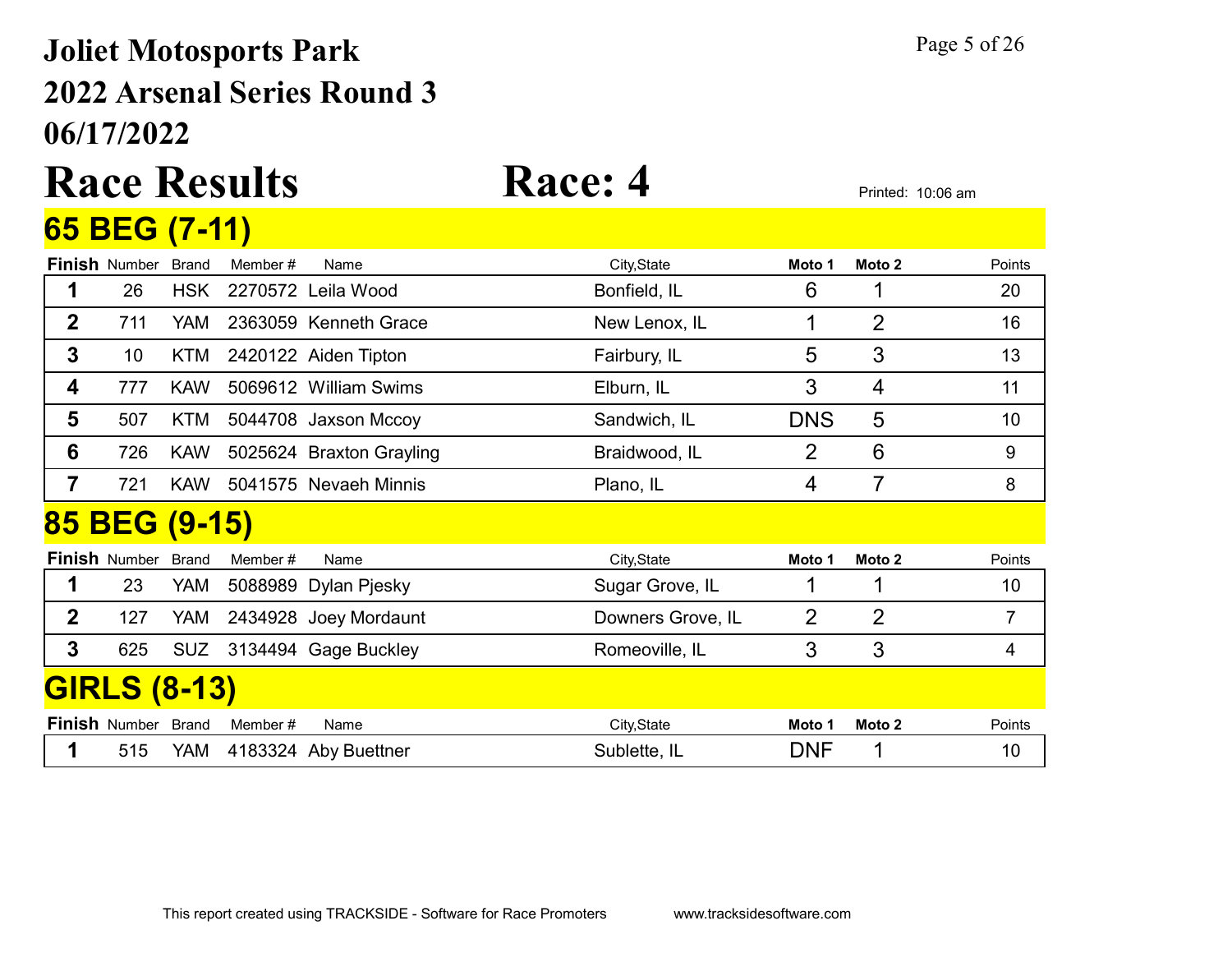# Joliet Motosports Park
## 2022 Arsenal Series Round 3
## 06/17/2022

# Race Results  Race: 4

Printed: 10:06 am

## 65 BEG (7-11)

| Finish | Number | Brand | Member # | Name | City,State | Moto 1 | Moto 2 | Points |
|---|---|---|---|---|---|---|---|---|
| 1 | 26 | HSK | 2270572 | Leila Wood | Bonfield, IL | 6 | 1 | 20 |
| 2 | 711 | YAM | 2363059 | Kenneth Grace | New Lenox, IL | 1 | 2 | 16 |
| 3 | 10 | KTM | 2420122 | Aiden Tipton | Fairbury, IL | 5 | 3 | 13 |
| 4 | 777 | KAW | 5069612 | William Swims | Elburn, IL | 3 | 4 | 11 |
| 5 | 507 | KTM | 5044708 | Jaxson Mccoy | Sandwich, IL | DNS | 5 | 10 |
| 6 | 726 | KAW | 5025624 | Braxton Grayling | Braidwood, IL | 2 | 6 | 9 |
| 7 | 721 | KAW | 5041575 | Nevaeh Minnis | Plano, IL | 4 | 7 | 8 |

## 85 BEG (9-15)

| Finish | Number | Brand | Member # | Name | City,State | Moto 1 | Moto 2 | Points |
|---|---|---|---|---|---|---|---|---|
| 1 | 23 | YAM | 5088989 | Dylan Pjesky | Sugar Grove, IL | 1 | 1 | 10 |
| 2 | 127 | YAM | 2434928 | Joey Mordaunt | Downers Grove, IL | 2 | 2 | 7 |
| 3 | 625 | SUZ | 3134494 | Gage Buckley | Romeoville, IL | 3 | 3 | 4 |

## GIRLS (8-13)

| Finish | Number | Brand | Member # | Name | City,State | Moto 1 | Moto 2 | Points |
|---|---|---|---|---|---|---|---|---|
| 1 | 515 | YAM | 4183324 | Aby Buettner | Sublette, IL | DNF | 1 | 10 |

This report created using TRACKSIDE - Software for Race Promoters www.tracksidesoftware.com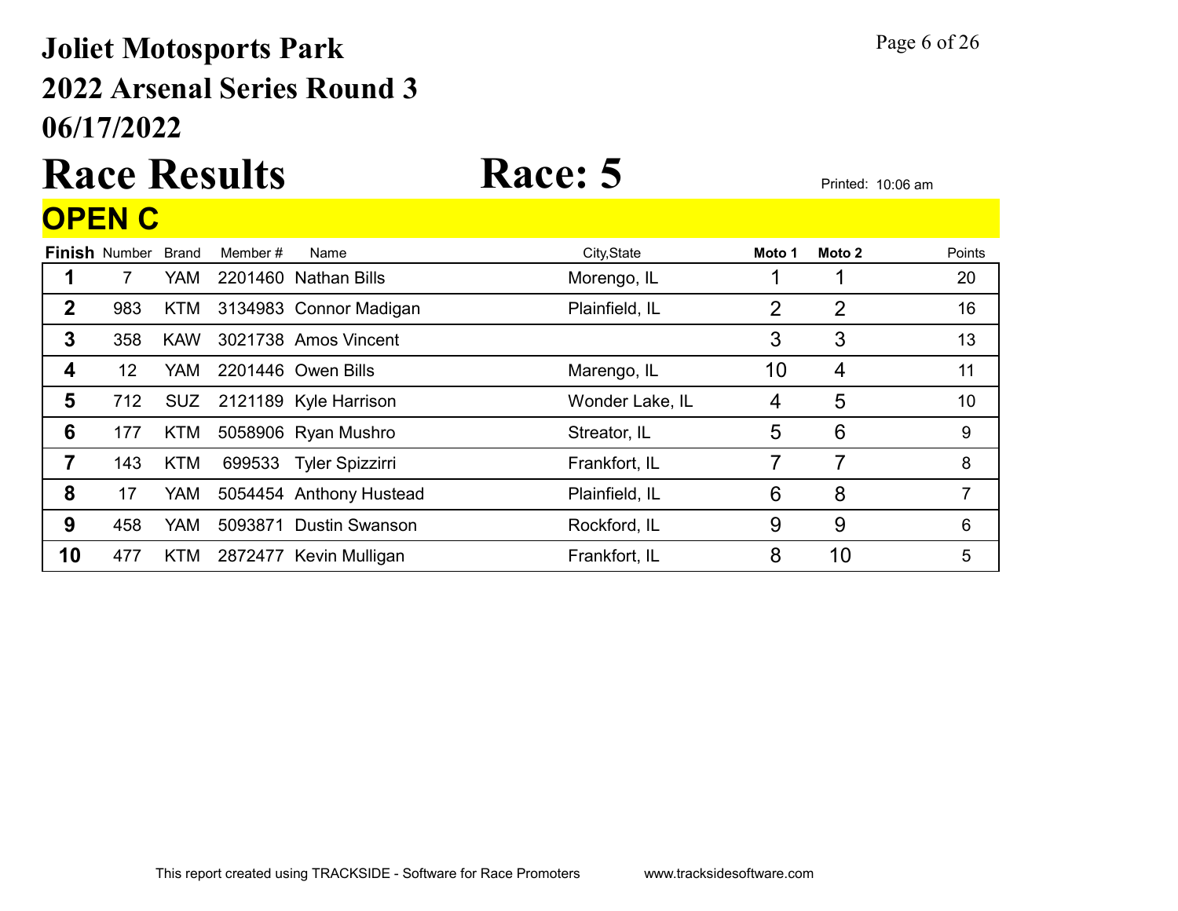# Joliet Motosports Park
## 2022 Arsenal Series Round 3
## 06/17/2022

# Race Results Race: 5

Printed: 10:06 am

## OPEN C

| Finish | Number | Brand | Member # | Name | City,State | Moto 1 | Moto 2 | Points |
|---|---|---|---|---|---|---|---|---|
| 1 | 7 | YAM | 2201460 | Nathan Bills | Morengo, IL | 1 | 1 | 20 |
| 2 | 983 | KTM | 3134983 | Connor Madigan | Plainfield, IL | 2 | 2 | 16 |
| 3 | 358 | KAW | 3021738 | Amos Vincent | | 3 | 3 | 13 |
| 4 | 12 | YAM | 2201446 | Owen Bills | Marengo, IL | 10 | 4 | 11 |
| 5 | 712 | SUZ | 2121189 | Kyle Harrison | Wonder Lake, IL | 4 | 5 | 10 |
| 6 | 177 | KTM | 5058906 | Ryan Mushro | Streator, IL | 5 | 6 | 9 |
| 7 | 143 | KTM | 699533 | Tyler Spizzirri | Frankfort, IL | 7 | 7 | 8 |
| 8 | 17 | YAM | 5054454 | Anthony Hustead | Plainfield, IL | 6 | 8 | 7 |
| 9 | 458 | YAM | 5093871 | Dustin Swanson | Rockford, IL | 9 | 9 | 6 |
| 10 | 477 | KTM | 2872477 | Kevin Mulligan | Frankfort, IL | 8 | 10 | 5 |

This report created using TRACKSIDE - Software for Race Promoters www.tracksidesoftware.com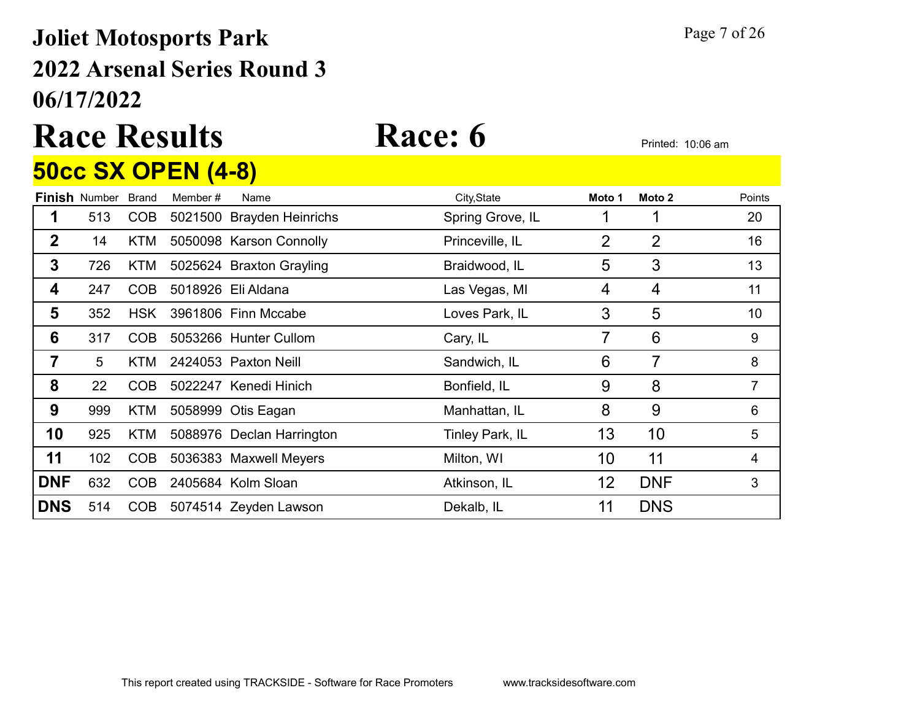# Joliet Motosports Park

## 2022 Arsenal Series Round 3

## 06/17/2022

# Race Results Race: 6

Printed: 10:06 am

## 50cc SX OPEN (4-8)

| Finish | Number | Brand | Member # | Name | City,State | Moto 1 | Moto 2 | Points |
|---|---|---|---|---|---|---|---|---|
| 1 | 513 | COB | 5021500 | Brayden Heinrichs | Spring Grove, IL | 1 | 1 | 20 |
| 2 | 14 | KTM | 5050098 | Karson Connolly | Princeville, IL | 2 | 2 | 16 |
| 3 | 726 | KTM | 5025624 | Braxton Grayling | Braidwood, IL | 5 | 3 | 13 |
| 4 | 247 | COB | 5018926 | Eli Aldana | Las Vegas, MI | 4 | 4 | 11 |
| 5 | 352 | HSK | 3961806 | Finn Mccabe | Loves Park, IL | 3 | 5 | 10 |
| 6 | 317 | COB | 5053266 | Hunter Cullom | Cary, IL | 7 | 6 | 9 |
| 7 | 5 | KTM | 2424053 | Paxton Neill | Sandwich, IL | 6 | 7 | 8 |
| 8 | 22 | COB | 5022247 | Kenedi Hinich | Bonfield, IL | 9 | 8 | 7 |
| 9 | 999 | KTM | 5058999 | Otis Eagan | Manhattan, IL | 8 | 9 | 6 |
| 10 | 925 | KTM | 5088976 | Declan Harrington | Tinley Park, IL | 13 | 10 | 5 |
| 11 | 102 | COB | 5036383 | Maxwell Meyers | Milton, WI | 10 | 11 | 4 |
| DNF | 632 | COB | 2405684 | Kolm Sloan | Atkinson, IL | 12 | DNF | 3 |
| DNS | 514 | COB | 5074514 | Zeyden Lawson | Dekalb, IL | 11 | DNS | |

This report created using TRACKSIDE - Software for Race Promoters www.tracksidesoftware.com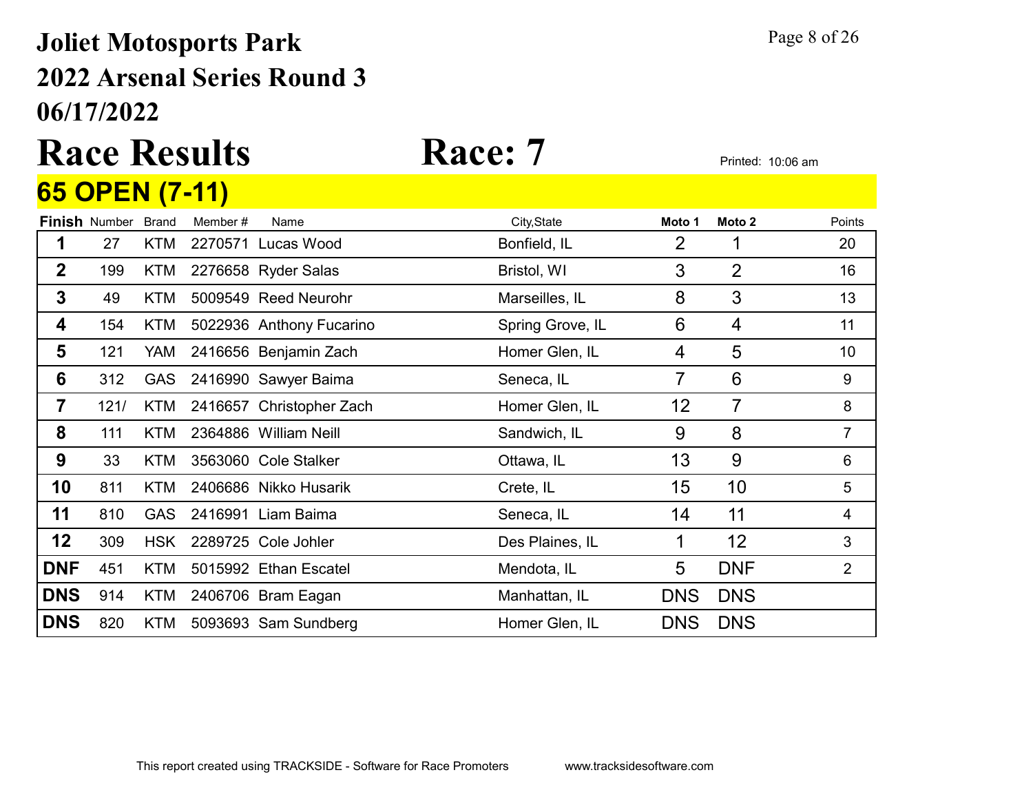# Joliet Motosports Park
# 2022 Arsenal Series Round 3
# 06/17/2022

# Race Results

# Race: 7

Printed: 10:06 am

## 65 OPEN (7-11)

| Finish | Number | Brand | Member # | Name | City,State | Moto 1 | Moto 2 | Points |
|---|---|---|---|---|---|---|---|---|
| 1 | 27 | KTM | 2270571 | Lucas Wood | Bonfield, IL | 2 | 1 | 20 |
| 2 | 199 | KTM | 2276658 | Ryder Salas | Bristol, WI | 3 | 2 | 16 |
| 3 | 49 | KTM | 5009549 | Reed Neurohr | Marseilles, IL | 8 | 3 | 13 |
| 4 | 154 | KTM | 5022936 | Anthony Fucarino | Spring Grove, IL | 6 | 4 | 11 |
| 5 | 121 | YAM | 2416656 | Benjamin Zach | Homer Glen, IL | 4 | 5 | 10 |
| 6 | 312 | GAS | 2416990 | Sawyer Baima | Seneca, IL | 7 | 6 | 9 |
| 7 | 121/ | KTM | 2416657 | Christopher Zach | Homer Glen, IL | 12 | 7 | 8 |
| 8 | 111 | KTM | 2364886 | William Neill | Sandwich, IL | 9 | 8 | 7 |
| 9 | 33 | KTM | 3563060 | Cole Stalker | Ottawa, IL | 13 | 9 | 6 |
| 10 | 811 | KTM | 2406686 | Nikko Husarik | Crete, IL | 15 | 10 | 5 |
| 11 | 810 | GAS | 2416991 | Liam Baima | Seneca, IL | 14 | 11 | 4 |
| 12 | 309 | HSK | 2289725 | Cole Johler | Des Plaines, IL | 1 | 12 | 3 |
| DNF | 451 | KTM | 5015992 | Ethan Escatel | Mendota, IL | 5 | DNF | 2 |
| DNS | 914 | KTM | 2406706 | Bram Eagan | Manhattan, IL | DNS | DNS | |
| DNS | 820 | KTM | 5093693 | Sam Sundberg | Homer Glen, IL | DNS | DNS | |

This report created using TRACKSIDE - Software for Race Promoters www.tracksidesoftware.com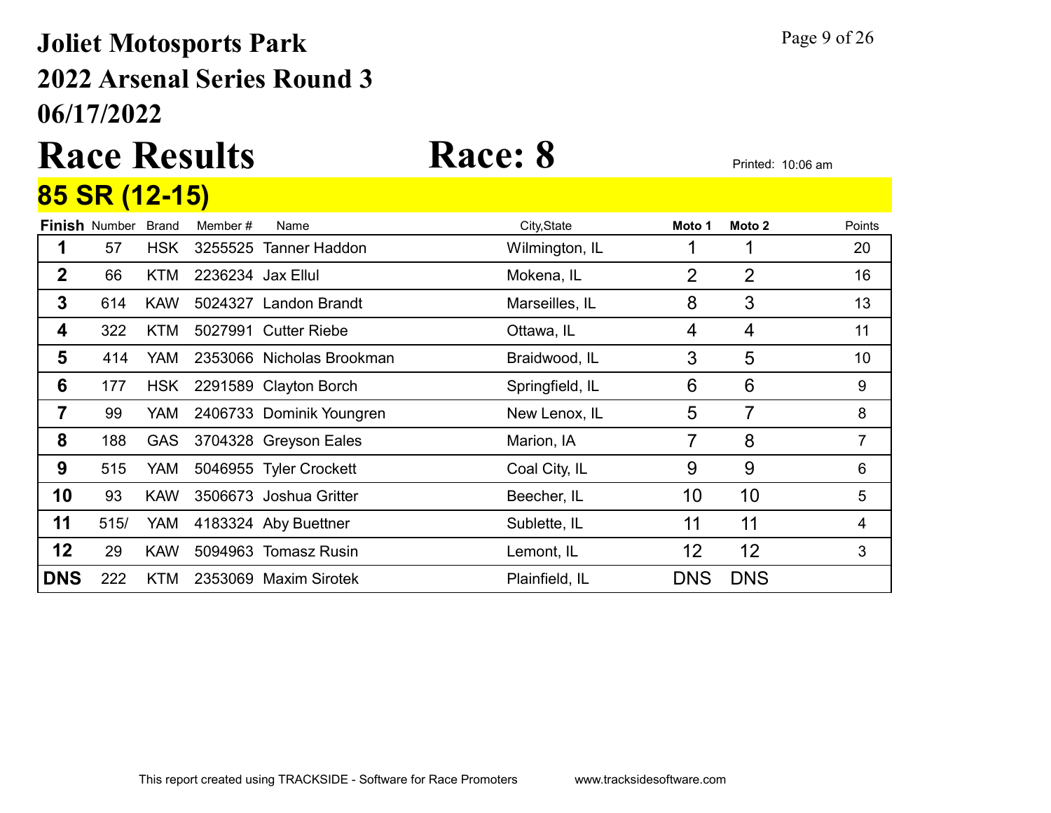# Joliet Motosports Park
# 2022 Arsenal Series Round 3
# 06/17/2022

# Race Results Race: 8

Printed: 10:06 am

## 85 SR (12-15)

| Finish | Number | Brand | Member # | Name | City,State | Moto 1 | Moto 2 | Points |
|---|---|---|---|---|---|---|---|---|
| 1 | 57 | HSK | 3255525 | Tanner Haddon | Wilmington, IL | 1 | 1 | 20 |
| 2 | 66 | KTM | 2236234 | Jax Ellul | Mokena, IL | 2 | 2 | 16 |
| 3 | 614 | KAW | 5024327 | Landon Brandt | Marseilles, IL | 8 | 3 | 13 |
| 4 | 322 | KTM | 5027991 | Cutter Riebe | Ottawa, IL | 4 | 4 | 11 |
| 5 | 414 | YAM | 2353066 | Nicholas Brookman | Braidwood, IL | 3 | 5 | 10 |
| 6 | 177 | HSK | 2291589 | Clayton Borch | Springfield, IL | 6 | 6 | 9 |
| 7 | 99 | YAM | 2406733 | Dominik Youngren | New Lenox, IL | 5 | 7 | 8 |
| 8 | 188 | GAS | 3704328 | Greyson Eales | Marion, IA | 7 | 8 | 7 |
| 9 | 515 | YAM | 5046955 | Tyler Crockett | Coal City, IL | 9 | 9 | 6 |
| 10 | 93 | KAW | 3506673 | Joshua Gritter | Beecher, IL | 10 | 10 | 5 |
| 11 | 515/ | YAM | 4183324 | Aby Buettner | Sublette, IL | 11 | 11 | 4 |
| 12 | 29 | KAW | 5094963 | Tomasz Rusin | Lemont, IL | 12 | 12 | 3 |
| DNS | 222 | KTM | 2353069 | Maxim Sirotek | Plainfield, IL | DNS | DNS | |

This report created using TRACKSIDE - Software for Race Promoters www.tracksidesoftware.com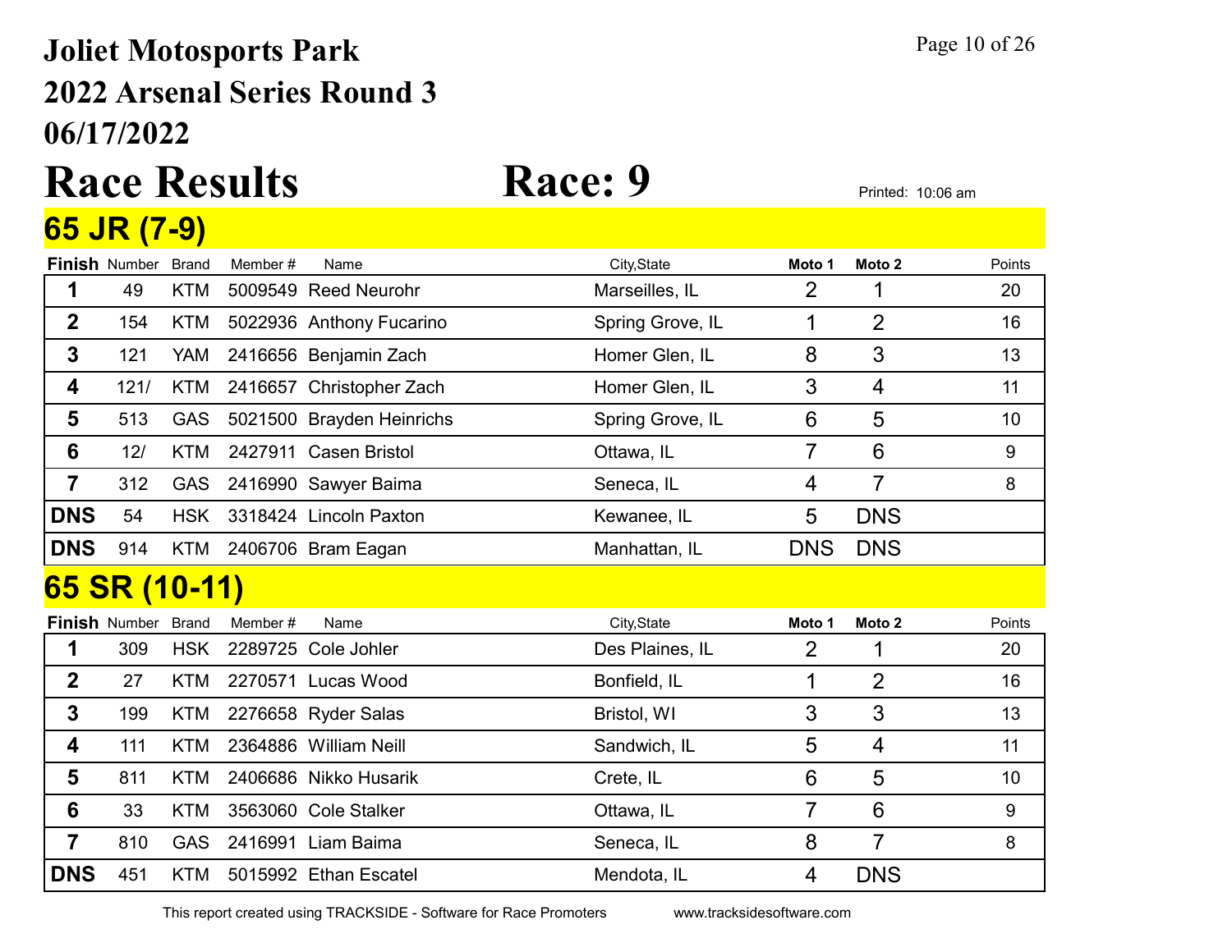# Joliet Motosports Park

## 2022 Arsenal Series Round 3

## 06/17/2022

# Race Results

# Race: 9

Printed: 10:06 am

## 65 JR (7-9)

| Finish | Number | Brand | Member # | Name | City,State | Moto 1 | Moto 2 | Points |
|---|---|---|---|---|---|---|---|---|
| 1 | 49 | KTM | 5009549 | Reed Neurohr | Marseilles, IL | 2 | 1 | 20 |
| 2 | 154 | KTM | 5022936 | Anthony Fucarino | Spring Grove, IL | 1 | 2 | 16 |
| 3 | 121 | YAM | 2416656 | Benjamin Zach | Homer Glen, IL | 8 | 3 | 13 |
| 4 | 121/ | KTM | 2416657 | Christopher Zach | Homer Glen, IL | 3 | 4 | 11 |
| 5 | 513 | GAS | 5021500 | Brayden Heinrichs | Spring Grove, IL | 6 | 5 | 10 |
| 6 | 12/ | KTM | 2427911 | Casen Bristol | Ottawa, IL | 7 | 6 | 9 |
| 7 | 312 | GAS | 2416990 | Sawyer Baima | Seneca, IL | 4 | 7 | 8 |
| DNS | 54 | HSK | 3318424 | Lincoln Paxton | Kewanee, IL | 5 | DNS | |
| DNS | 914 | KTM | 2406706 | Bram Eagan | Manhattan, IL | DNS | DNS | |

## 65 SR (10-11)

| Finish | Number | Brand | Member # | Name | City,State | Moto 1 | Moto 2 | Points |
|---|---|---|---|---|---|---|---|---|
| 1 | 309 | HSK | 2289725 | Cole Johler | Des Plaines, IL | 2 | 1 | 20 |
| 2 | 27 | KTM | 2270571 | Lucas Wood | Bonfield, IL | 1 | 2 | 16 |
| 3 | 199 | KTM | 2276658 | Ryder Salas | Bristol, WI | 3 | 3 | 13 |
| 4 | 111 | KTM | 2364886 | William Neill | Sandwich, IL | 5 | 4 | 11 |
| 5 | 811 | KTM | 2406686 | Nikko Husarik | Crete, IL | 6 | 5 | 10 |
| 6 | 33 | KTM | 3563060 | Cole Stalker | Ottawa, IL | 7 | 6 | 9 |
| 7 | 810 | GAS | 2416991 | Liam Baima | Seneca, IL | 8 | 7 | 8 |
| DNS | 451 | KTM | 5015992 | Ethan Escatel | Mendota, IL | 4 | DNS | |

This report created using TRACKSIDE - Software for Race Promoters www.tracksidesoftware.com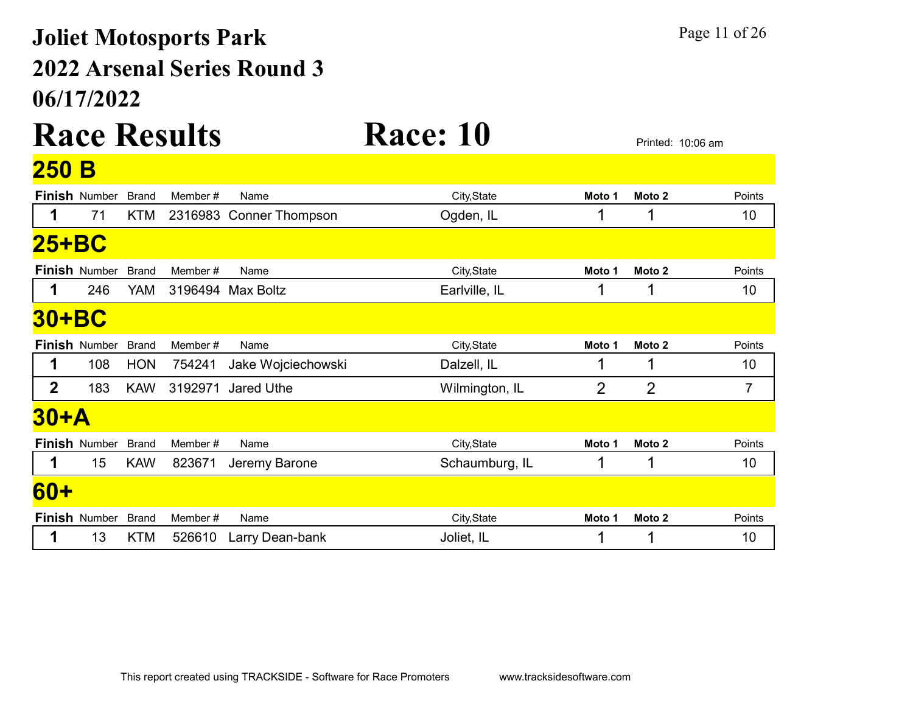# Joliet Motosports Park

## 2022 Arsenal Series Round 3

## 06/17/2022

# Race Results

# Race: 10

Printed: 10:06 am

## 250 B

| Finish | Number | Brand | Member # | Name | City,State | Moto 1 | Moto 2 | Points |
|---|---|---|---|---|---|---|---|---|
| 1 | 71 | KTM | 2316983 | Conner Thompson | Ogden, IL | 1 | 1 | 10 |

## 25+BC

| Finish | Number | Brand | Member # | Name | City,State | Moto 1 | Moto 2 | Points |
|---|---|---|---|---|---|---|---|---|
| 1 | 246 | YAM | 3196494 | Max Boltz | Earlville, IL | 1 | 1 | 10 |

## 30+BC

| Finish | Number | Brand | Member # | Name | City,State | Moto 1 | Moto 2 | Points |
|---|---|---|---|---|---|---|---|---|
| 1 | 108 | HON | 754241 | Jake Wojciechowski | Dalzell, IL | 1 | 1 | 10 |
| 2 | 183 | KAW | 3192971 | Jared Uthe | Wilmington, IL | 2 | 2 | 7 |

## 30+A

| Finish | Number | Brand | Member # | Name | City,State | Moto 1 | Moto 2 | Points |
|---|---|---|---|---|---|---|---|---|
| 1 | 15 | KAW | 823671 | Jeremy Barone | Schaumburg, IL | 1 | 1 | 10 |

## 60+

| Finish | Number | Brand | Member # | Name | City,State | Moto 1 | Moto 2 | Points |
|---|---|---|---|---|---|---|---|---|
| 1 | 13 | KTM | 526610 | Larry Dean-bank | Joliet, IL | 1 | 1 | 10 |

This report created using TRACKSIDE - Software for Race Promoters www.tracksidesoftware.com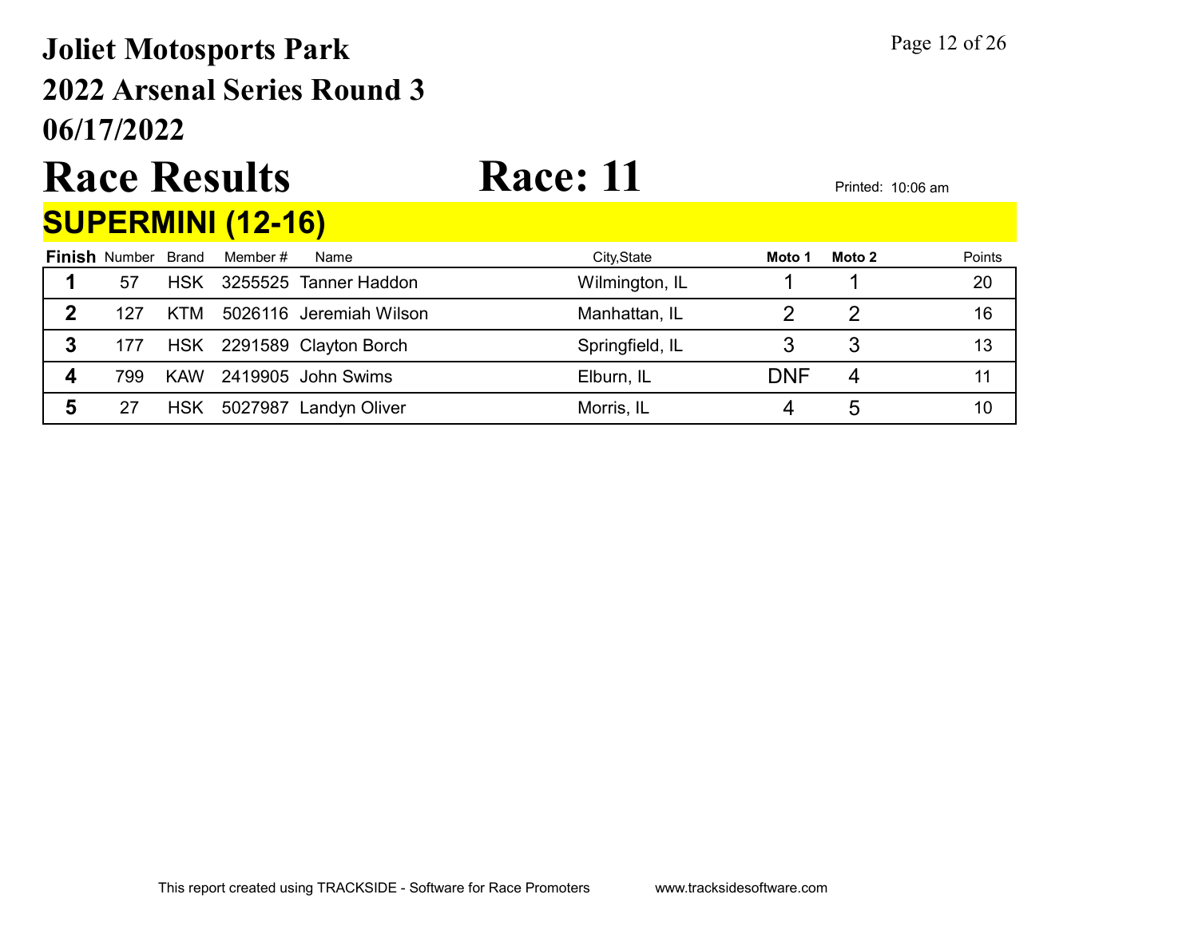# Joliet Motosports Park

## 2022 Arsenal Series Round 3

## 06/17/2022

# Race Results — Race: 11

Printed: 10:06 am

## SUPERMINI (12-16)

| Finish | Number | Brand | Member # | Name | City,State | Moto 1 | Moto 2 | Points |
|---|---|---|---|---|---|---|---|---|
| 1 | 57 | HSK | 3255525 | Tanner Haddon | Wilmington, IL | 1 | 1 | 20 |
| 2 | 127 | KTM | 5026116 | Jeremiah Wilson | Manhattan, IL | 2 | 2 | 16 |
| 3 | 177 | HSK | 2291589 | Clayton Borch | Springfield, IL | 3 | 3 | 13 |
| 4 | 799 | KAW | 2419905 | John Swims | Elburn, IL | DNF | 4 | 11 |
| 5 | 27 | HSK | 5027987 | Landyn Oliver | Morris, IL | 4 | 5 | 10 |

This report created using TRACKSIDE - Software for Race Promoters www.tracksidesoftware.com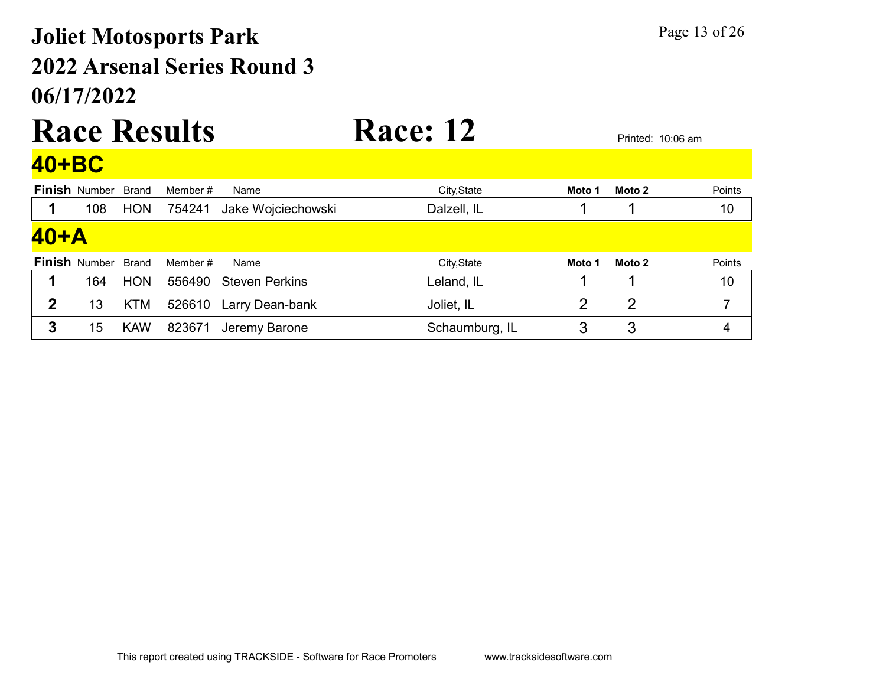# Joliet Motosports Park

## 2022 Arsenal Series Round 3

## 06/17/2022

# Race Results Race: 12

Printed: 10:06 am

## 40+BC

| Finish | Number | Brand | Member # | Name | City,State | Moto 1 | Moto 2 | Points |
|---|---|---|---|---|---|---|---|---|
| 1 | 108 | HON | 754241 | Jake Wojciechowski | Dalzell, IL | 1 | 1 | 10 |

## 40+A

| Finish | Number | Brand | Member # | Name | City,State | Moto 1 | Moto 2 | Points |
|---|---|---|---|---|---|---|---|---|
| 1 | 164 | HON | 556490 | Steven Perkins | Leland, IL | 1 | 1 | 10 |
| 2 | 13 | KTM | 526610 | Larry Dean-bank | Joliet, IL | 2 | 2 | 7 |
| 3 | 15 | KAW | 823671 | Jeremy Barone | Schaumburg, IL | 3 | 3 | 4 |

This report created using TRACKSIDE - Software for Race Promoters www.tracksidesoftware.com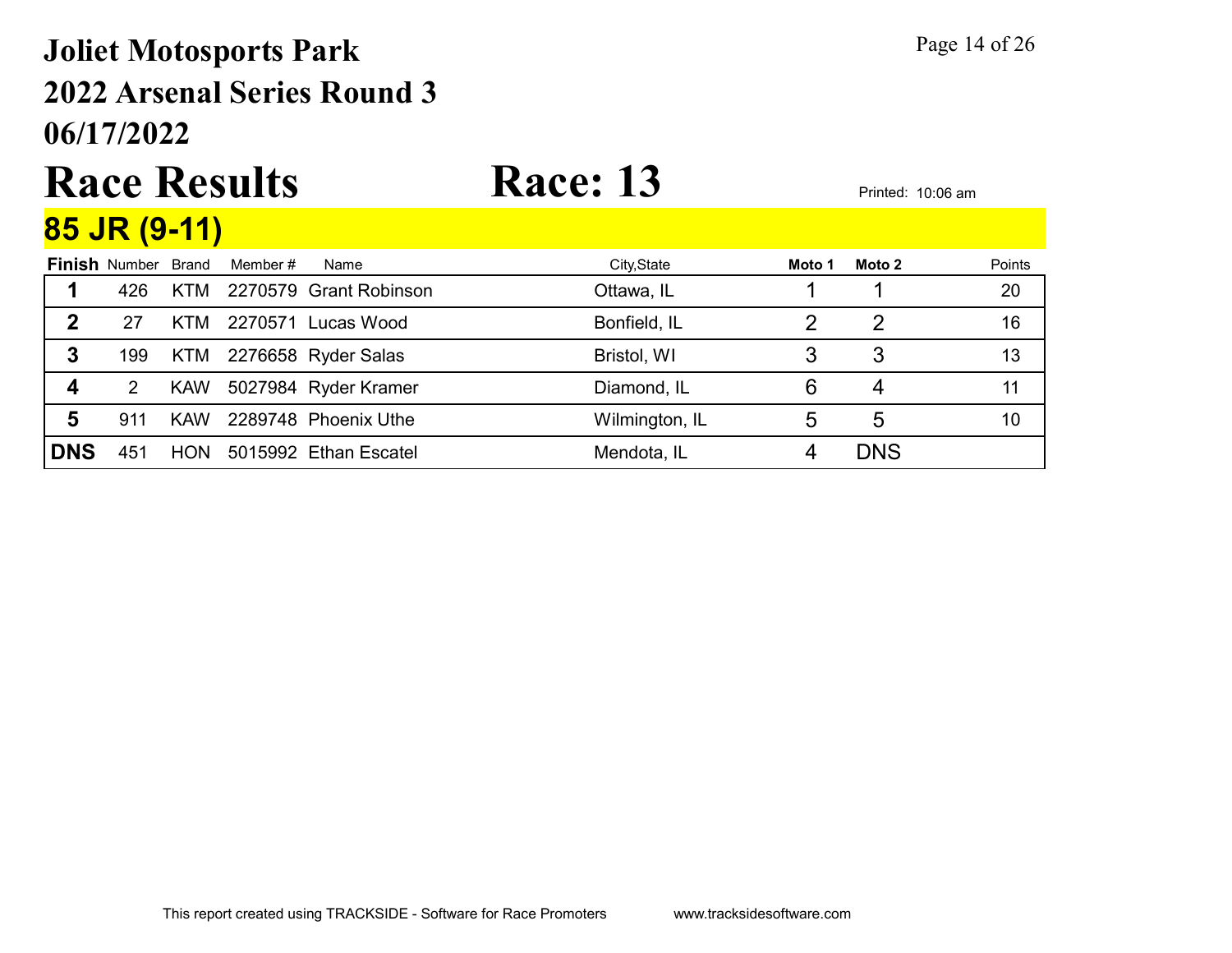# Joliet Motosports Park
## 2022 Arsenal Series Round 3
## 06/17/2022

# Race Results — Race: 13

Printed: 10:06 am

## 85 JR (9-11)

| Finish | Number | Brand | Member # | Name | City,State | Moto 1 | Moto 2 | Points |
|---|---|---|---|---|---|---|---|---|
| 1 | 426 | KTM | 2270579 | Grant Robinson | Ottawa, IL | 1 | 1 | 20 |
| 2 | 27 | KTM | 2270571 | Lucas Wood | Bonfield, IL | 2 | 2 | 16 |
| 3 | 199 | KTM | 2276658 | Ryder Salas | Bristol, WI | 3 | 3 | 13 |
| 4 | 2 | KAW | 5027984 | Ryder Kramer | Diamond, IL | 6 | 4 | 11 |
| 5 | 911 | KAW | 2289748 | Phoenix Uthe | Wilmington, IL | 5 | 5 | 10 |
| DNS | 451 | HON | 5015992 | Ethan Escatel | Mendota, IL | 4 | DNS | |

This report created using TRACKSIDE - Software for Race Promoters www.tracksidesoftware.com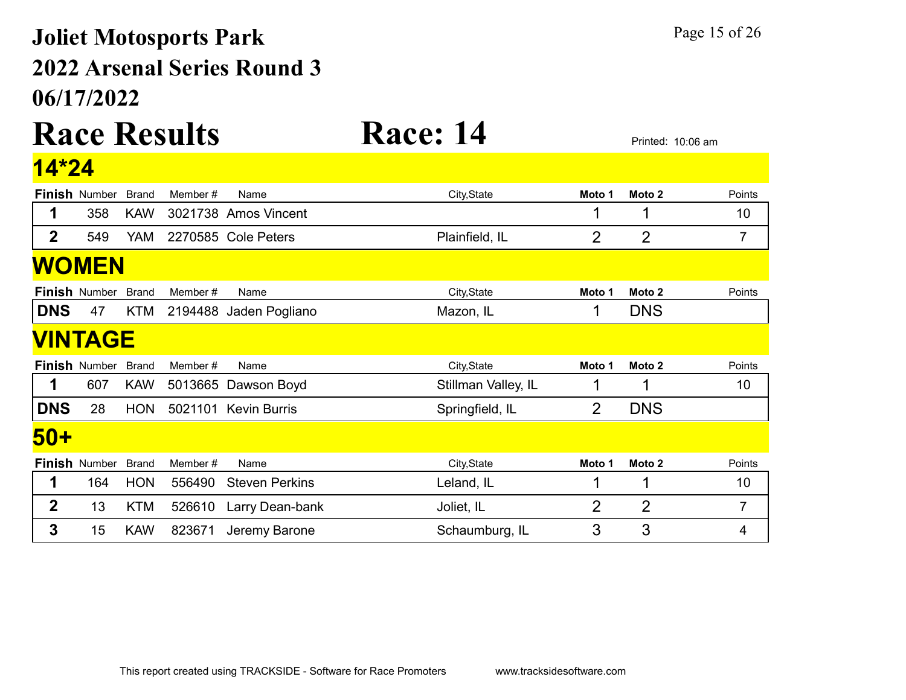# Joliet Motosports Park

## 2022 Arsenal Series Round 3

## 06/17/2022

# Race Results

# Race: 14

Printed: 10:06 am

## 14*24

| Finish | Number | Brand | Member # | Name | City,State | Moto 1 | Moto 2 | Points |
|---|---|---|---|---|---|---|---|---|
| 1 | 358 | KAW | 3021738 | Amos Vincent | | 1 | 1 | 10 |
| 2 | 549 | YAM | 2270585 | Cole Peters | Plainfield, IL | 2 | 2 | 7 |

## WOMEN

| Finish | Number | Brand | Member # | Name | City,State | Moto 1 | Moto 2 | Points |
|---|---|---|---|---|---|---|---|---|
| DNS | 47 | KTM | 2194488 | Jaden Pogliano | Mazon, IL | 1 | DNS | |

## VINTAGE

| Finish | Number | Brand | Member # | Name | City,State | Moto 1 | Moto 2 | Points |
|---|---|---|---|---|---|---|---|---|
| 1 | 607 | KAW | 5013665 | Dawson Boyd | Stillman Valley, IL | 1 | 1 | 10 |
| DNS | 28 | HON | 5021101 | Kevin Burris | Springfield, IL | 2 | DNS | |

## 50+

| Finish | Number | Brand | Member # | Name | City,State | Moto 1 | Moto 2 | Points |
|---|---|---|---|---|---|---|---|---|
| 1 | 164 | HON | 556490 | Steven Perkins | Leland, IL | 1 | 1 | 10 |
| 2 | 13 | KTM | 526610 | Larry Dean-bank | Joliet, IL | 2 | 2 | 7 |
| 3 | 15 | KAW | 823671 | Jeremy Barone | Schaumburg, IL | 3 | 3 | 4 |

This report created using TRACKSIDE - Software for Race Promoters www.tracksidesoftware.com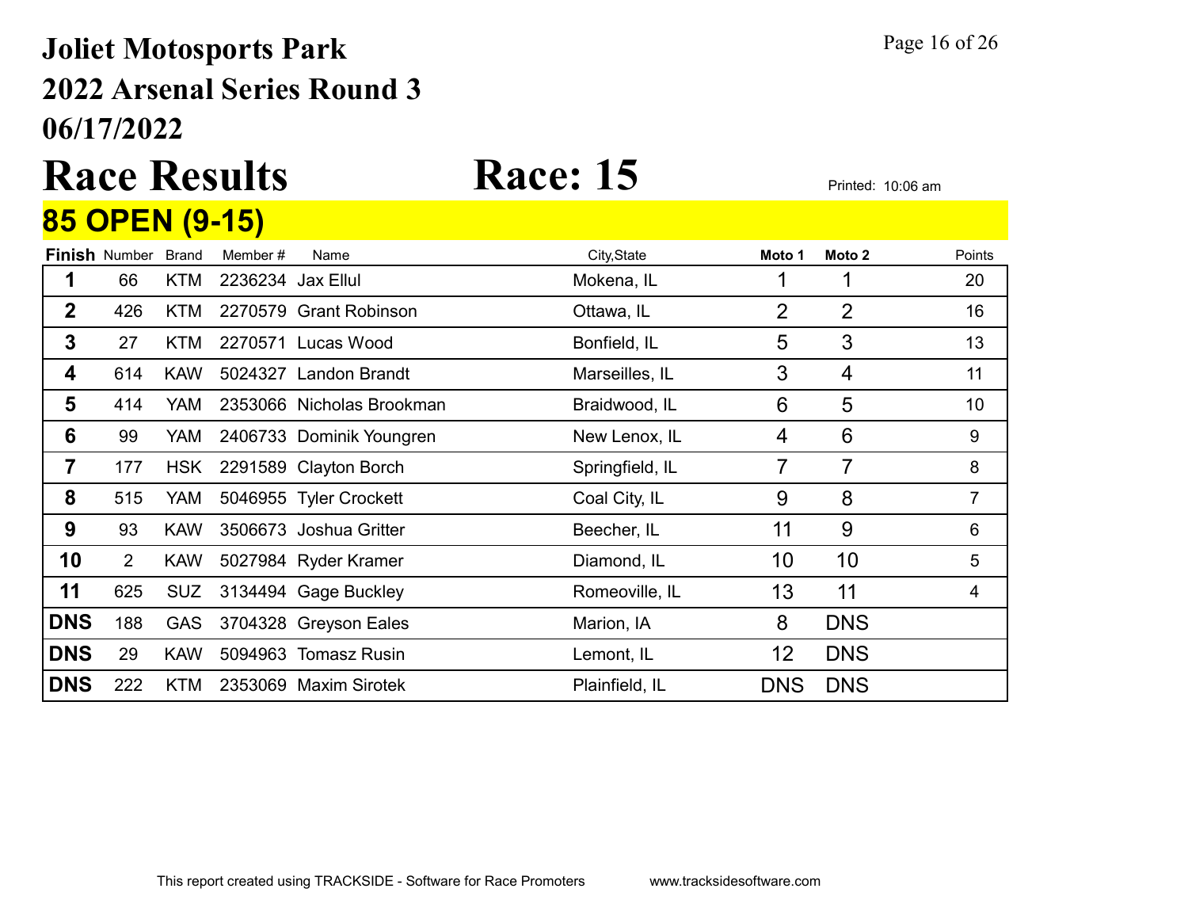# Joliet Motosports Park
## 2022 Arsenal Series Round 3
## 06/17/2022

# Race Results

# Race: 15

Printed: 10:06 am

## 85 OPEN (9-15)

| Finish | Number | Brand | Member # | Name | City,State | Moto 1 | Moto 2 | Points |
|---|---|---|---|---|---|---|---|---|
| 1 | 66 | KTM | 2236234 | Jax Ellul | Mokena, IL | 1 | 1 | 20 |
| 2 | 426 | KTM | 2270579 | Grant Robinson | Ottawa, IL | 2 | 2 | 16 |
| 3 | 27 | KTM | 2270571 | Lucas Wood | Bonfield, IL | 5 | 3 | 13 |
| 4 | 614 | KAW | 5024327 | Landon Brandt | Marseilles, IL | 3 | 4 | 11 |
| 5 | 414 | YAM | 2353066 | Nicholas Brookman | Braidwood, IL | 6 | 5 | 10 |
| 6 | 99 | YAM | 2406733 | Dominik Youngren | New Lenox, IL | 4 | 6 | 9 |
| 7 | 177 | HSK | 2291589 | Clayton Borch | Springfield, IL | 7 | 7 | 8 |
| 8 | 515 | YAM | 5046955 | Tyler Crockett | Coal City, IL | 9 | 8 | 7 |
| 9 | 93 | KAW | 3506673 | Joshua Gritter | Beecher, IL | 11 | 9 | 6 |
| 10 | 2 | KAW | 5027984 | Ryder Kramer | Diamond, IL | 10 | 10 | 5 |
| 11 | 625 | SUZ | 3134494 | Gage Buckley | Romeoville, IL | 13 | 11 | 4 |
| DNS | 188 | GAS | 3704328 | Greyson Eales | Marion, IA | 8 | DNS | |
| DNS | 29 | KAW | 5094963 | Tomasz Rusin | Lemont, IL | 12 | DNS | |
| DNS | 222 | KTM | 2353069 | Maxim Sirotek | Plainfield, IL | DNS | DNS | |

This report created using TRACKSIDE - Software for Race Promoters www.tracksidesoftware.com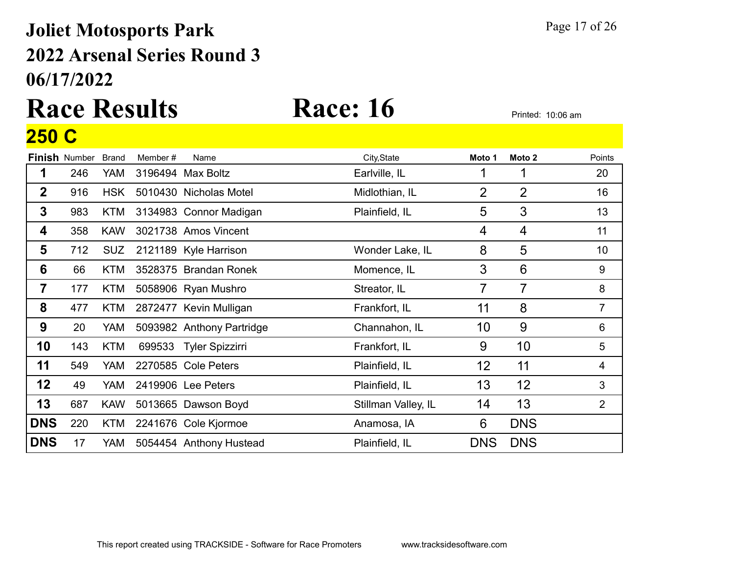# Joliet Motosports Park
## 2022 Arsenal Series Round 3
## 06/17/2022

# Race Results

# Race: 16

Printed: 10:06 am

## 250 C

| Finish | Number | Brand | Member # | Name | City,State | Moto 1 | Moto 2 | Points |
|---|---|---|---|---|---|---|---|---|
| 1 | 246 | YAM | 3196494 | Max Boltz | Earlville, IL | 1 | 1 | 20 |
| 2 | 916 | HSK | 5010430 | Nicholas Motel | Midlothian, IL | 2 | 2 | 16 |
| 3 | 983 | KTM | 3134983 | Connor Madigan | Plainfield, IL | 5 | 3 | 13 |
| 4 | 358 | KAW | 3021738 | Amos Vincent | | 4 | 4 | 11 |
| 5 | 712 | SUZ | 2121189 | Kyle Harrison | Wonder Lake, IL | 8 | 5 | 10 |
| 6 | 66 | KTM | 3528375 | Brandan Ronek | Momence, IL | 3 | 6 | 9 |
| 7 | 177 | KTM | 5058906 | Ryan Mushro | Streator, IL | 7 | 7 | 8 |
| 8 | 477 | KTM | 2872477 | Kevin Mulligan | Frankfort, IL | 11 | 8 | 7 |
| 9 | 20 | YAM | 5093982 | Anthony Partridge | Channahon, IL | 10 | 9 | 6 |
| 10 | 143 | KTM | 699533 | Tyler Spizzirri | Frankfort, IL | 9 | 10 | 5 |
| 11 | 549 | YAM | 2270585 | Cole Peters | Plainfield, IL | 12 | 11 | 4 |
| 12 | 49 | YAM | 2419906 | Lee Peters | Plainfield, IL | 13 | 12 | 3 |
| 13 | 687 | KAW | 5013665 | Dawson Boyd | Stillman Valley, IL | 14 | 13 | 2 |
| DNS | 220 | KTM | 2241676 | Cole Kjormoe | Anamosa, IA | 6 | DNS | |
| DNS | 17 | YAM | 5054454 | Anthony Hustead | Plainfield, IL | DNS | DNS | |

This report created using TRACKSIDE - Software for Race Promoters www.tracksidesoftware.com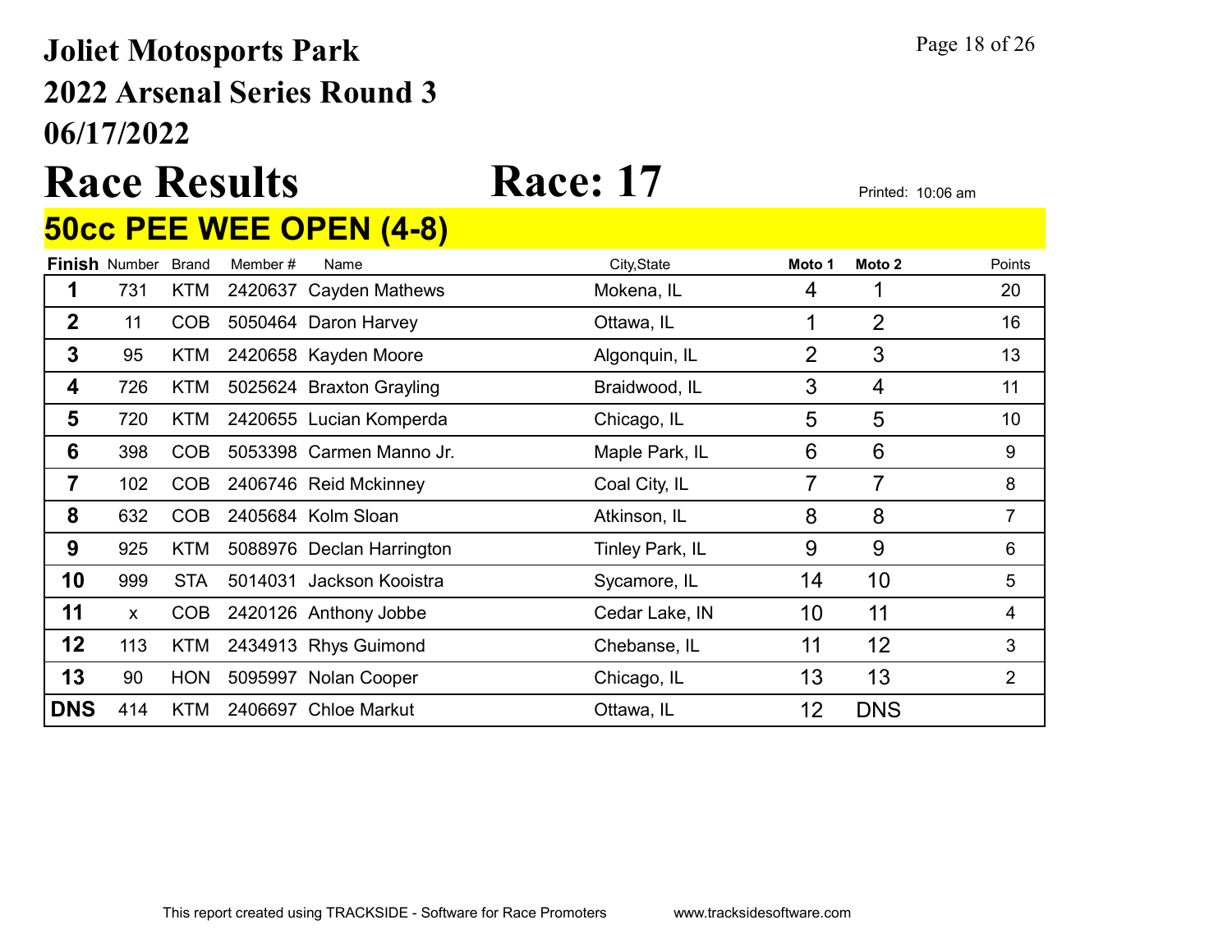# Joliet Motosports Park
## 2022 Arsenal Series Round 3
## 06/17/2022

# Race Results    Race: 17

Printed: 10:06 am

## 50cc PEE WEE OPEN (4-8)

| Finish | Number | Brand | Member # | Name | City,State | Moto 1 | Moto 2 | Points |
|---|---|---|---|---|---|---|---|---|
| 1 | 731 | KTM | 2420637 | Cayden Mathews | Mokena, IL | 4 | 1 | 20 |
| 2 | 11 | COB | 5050464 | Daron Harvey | Ottawa, IL | 1 | 2 | 16 |
| 3 | 95 | KTM | 2420658 | Kayden Moore | Algonquin, IL | 2 | 3 | 13 |
| 4 | 726 | KTM | 5025624 | Braxton Grayling | Braidwood, IL | 3 | 4 | 11 |
| 5 | 720 | KTM | 2420655 | Lucian Komperda | Chicago, IL | 5 | 5 | 10 |
| 6 | 398 | COB | 5053398 | Carmen Manno Jr. | Maple Park, IL | 6 | 6 | 9 |
| 7 | 102 | COB | 2406746 | Reid Mckinney | Coal City, IL | 7 | 7 | 8 |
| 8 | 632 | COB | 2405684 | Kolm Sloan | Atkinson, IL | 8 | 8 | 7 |
| 9 | 925 | KTM | 5088976 | Declan Harrington | Tinley Park, IL | 9 | 9 | 6 |
| 10 | 999 | STA | 5014031 | Jackson Kooistra | Sycamore, IL | 14 | 10 | 5 |
| 11 | x | COB | 2420126 | Anthony Jobbe | Cedar Lake, IN | 10 | 11 | 4 |
| 12 | 113 | KTM | 2434913 | Rhys Guimond | Chebanse, IL | 11 | 12 | 3 |
| 13 | 90 | HON | 5095997 | Nolan Cooper | Chicago, IL | 13 | 13 | 2 |
| DNS | 414 | KTM | 2406697 | Chloe Markut | Ottawa, IL | 12 | DNS | |

This report created using TRACKSIDE - Software for Race Promoters    www.tracksidesoftware.com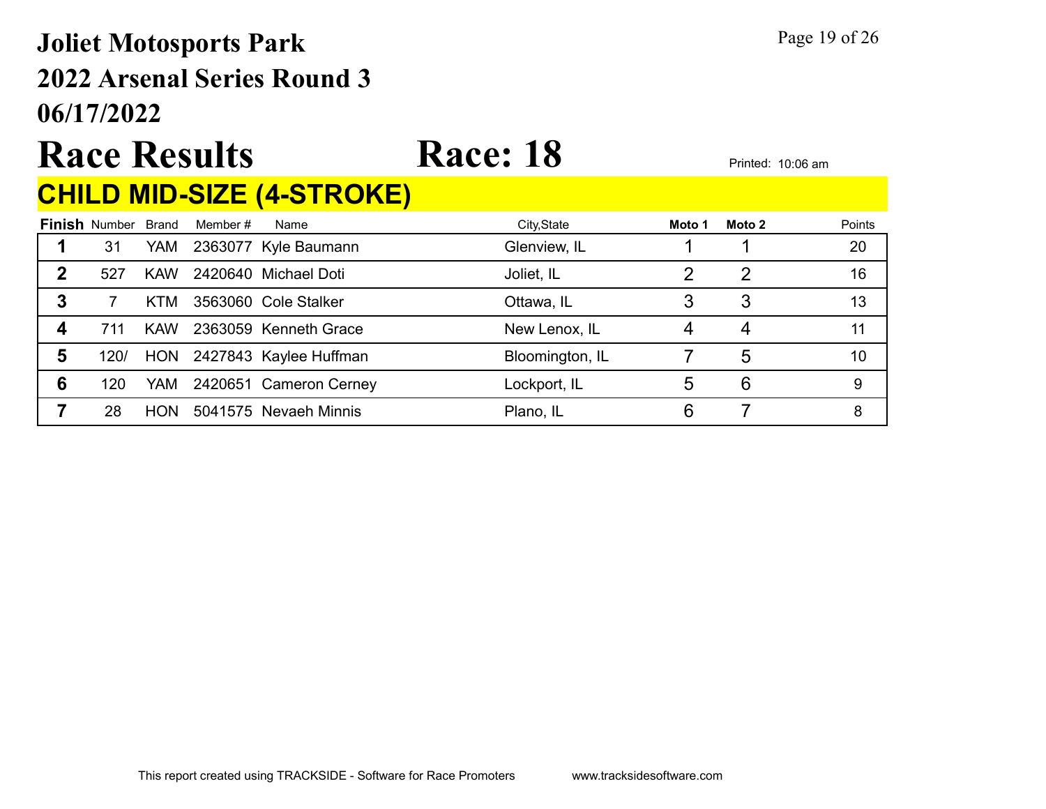# Joliet Motosports Park
# 2022 Arsenal Series Round 3
# 06/17/2022

# Race Results Race: 18

Printed: 10:06 am

## CHILD MID-SIZE (4-STROKE)

| Finish | Number | Brand | Member # | Name | City,State | Moto 1 | Moto 2 | Points |
|---|---|---|---|---|---|---|---|---|
| 1 | 31 | YAM | 2363077 | Kyle Baumann | Glenview, IL | 1 | 1 | 20 |
| 2 | 527 | KAW | 2420640 | Michael Doti | Joliet, IL | 2 | 2 | 16 |
| 3 | 7 | KTM | 3563060 | Cole Stalker | Ottawa, IL | 3 | 3 | 13 |
| 4 | 711 | KAW | 2363059 | Kenneth Grace | New Lenox, IL | 4 | 4 | 11 |
| 5 | 120/ | HON | 2427843 | Kaylee Huffman | Bloomington, IL | 7 | 5 | 10 |
| 6 | 120 | YAM | 2420651 | Cameron Cerney | Lockport, IL | 5 | 6 | 9 |
| 7 | 28 | HON | 5041575 | Nevaeh Minnis | Plano, IL | 6 | 7 | 8 |

This report created using TRACKSIDE - Software for Race Promoters www.tracksidesoftware.com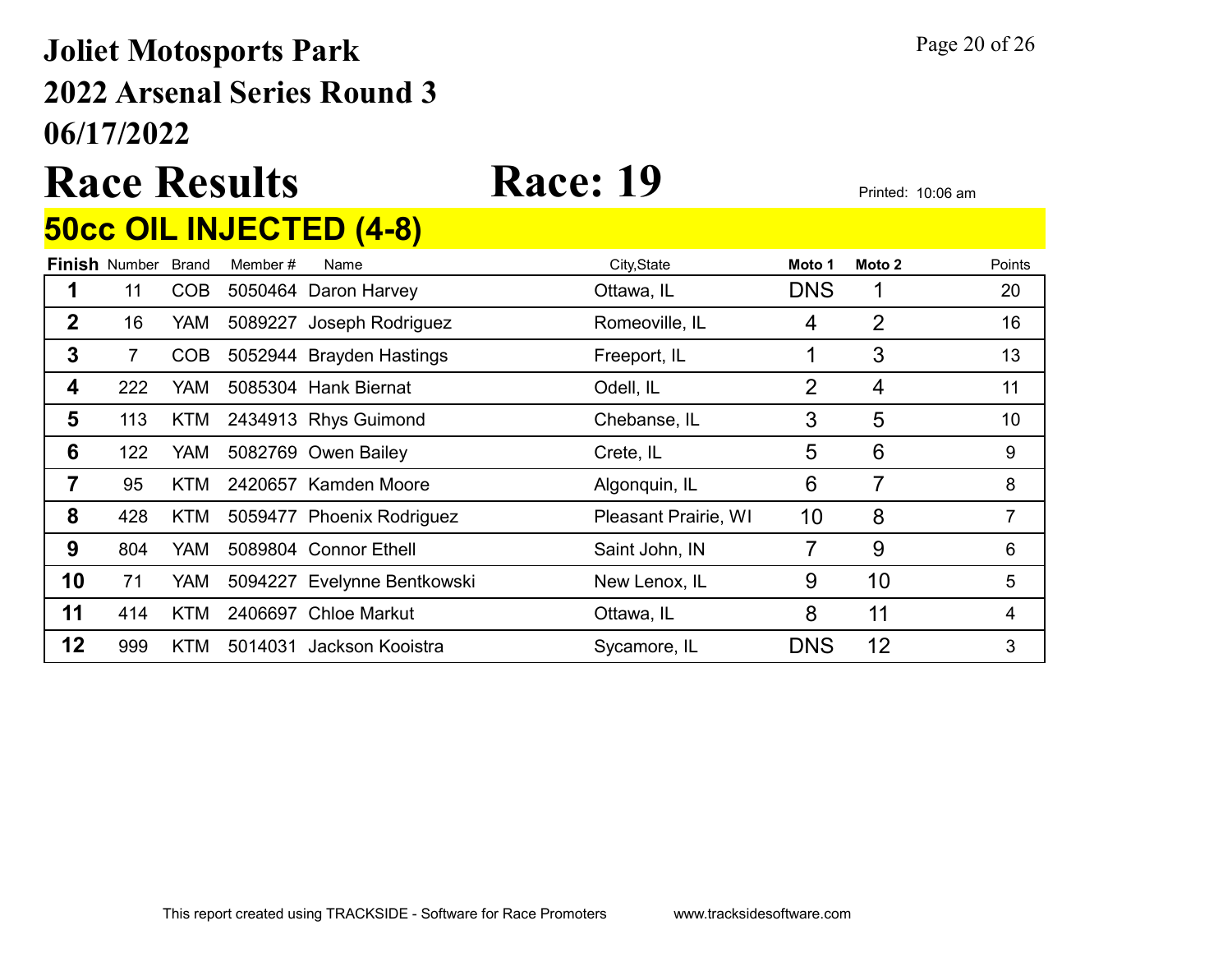# Joliet Motosports Park
## 2022 Arsenal Series Round 3
## 06/17/2022

# Race Results Race: 19

Printed: 10:06 am

## 50cc OIL INJECTED (4-8)

| Finish | Number | Brand | Member # | Name | City,State | Moto 1 | Moto 2 | Points |
|---|---|---|---|---|---|---|---|---|
| 1 | 11 | COB | 5050464 | Daron Harvey | Ottawa, IL | DNS | 1 | 20 |
| 2 | 16 | YAM | 5089227 | Joseph Rodriguez | Romeoville, IL | 4 | 2 | 16 |
| 3 | 7 | COB | 5052944 | Brayden Hastings | Freeport, IL | 1 | 3 | 13 |
| 4 | 222 | YAM | 5085304 | Hank Biernat | Odell, IL | 2 | 4 | 11 |
| 5 | 113 | KTM | 2434913 | Rhys Guimond | Chebanse, IL | 3 | 5 | 10 |
| 6 | 122 | YAM | 5082769 | Owen Bailey | Crete, IL | 5 | 6 | 9 |
| 7 | 95 | KTM | 2420657 | Kamden Moore | Algonquin, IL | 6 | 7 | 8 |
| 8 | 428 | KTM | 5059477 | Phoenix Rodriguez | Pleasant Prairie, WI | 10 | 8 | 7 |
| 9 | 804 | YAM | 5089804 | Connor Ethell | Saint John, IN | 7 | 9 | 6 |
| 10 | 71 | YAM | 5094227 | Evelynne Bentkowski | New Lenox, IL | 9 | 10 | 5 |
| 11 | 414 | KTM | 2406697 | Chloe Markut | Ottawa, IL | 8 | 11 | 4 |
| 12 | 999 | KTM | 5014031 | Jackson Kooistra | Sycamore, IL | DNS | 12 | 3 |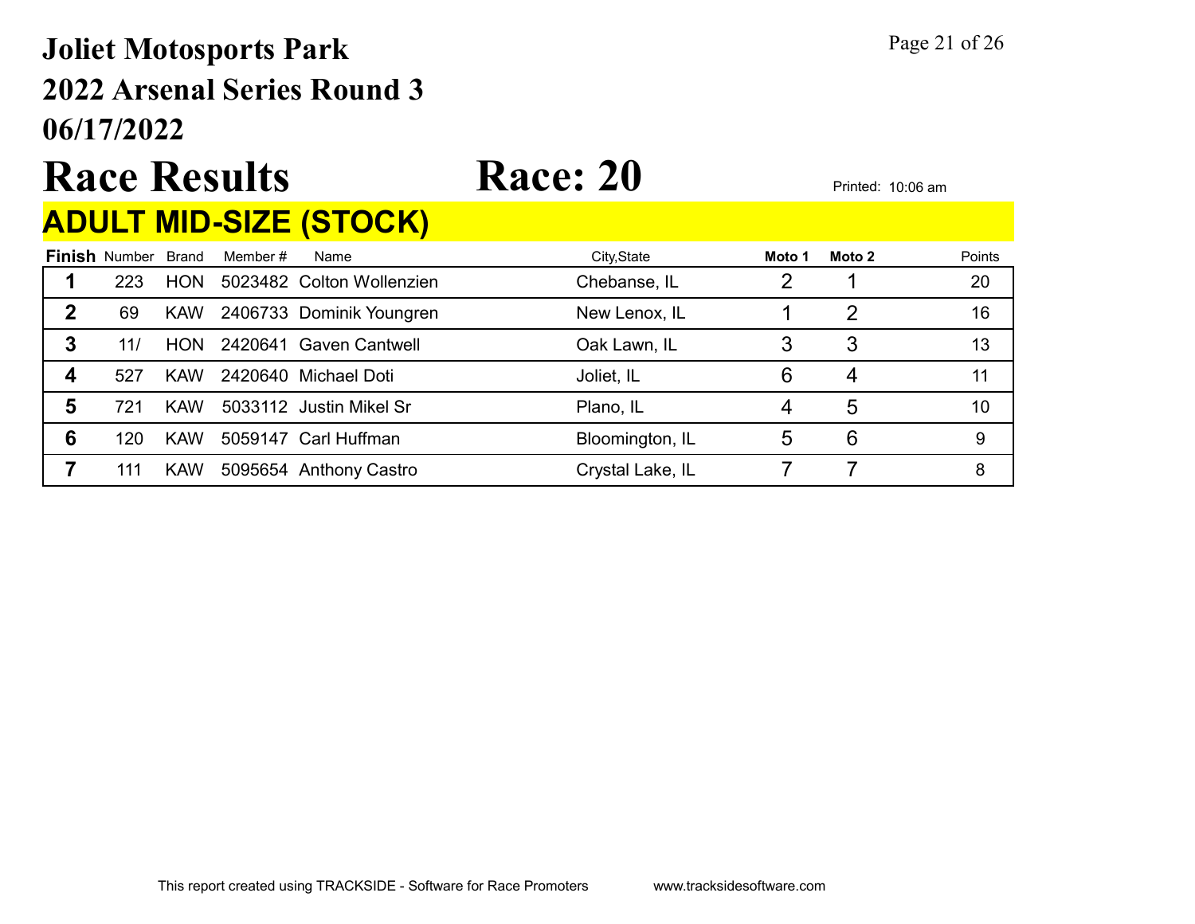# Joliet Motosports Park
# 2022 Arsenal Series Round 3
# 06/17/2022

# Race Results Race: 20

Printed: 10:06 am

## ADULT MID-SIZE (STOCK)

| Finish | Number | Brand | Member # | Name | City,State | Moto 1 | Moto 2 | Points |
|---|---|---|---|---|---|---|---|---|
| 1 | 223 | HON | 5023482 | Colton Wollenzien | Chebanse, IL | 2 | 1 | 20 |
| 2 | 69 | KAW | 2406733 | Dominik Youngren | New Lenox, IL | 1 | 2 | 16 |
| 3 | 11/ | HON | 2420641 | Gaven Cantwell | Oak Lawn, IL | 3 | 3 | 13 |
| 4 | 527 | KAW | 2420640 | Michael Doti | Joliet, IL | 6 | 4 | 11 |
| 5 | 721 | KAW | 5033112 | Justin Mikel Sr | Plano, IL | 4 | 5 | 10 |
| 6 | 120 | KAW | 5059147 | Carl Huffman | Bloomington, IL | 5 | 6 | 9 |
| 7 | 111 | KAW | 5095654 | Anthony Castro | Crystal Lake, IL | 7 | 7 | 8 |

This report created using TRACKSIDE - Software for Race Promoters www.tracksidesoftware.com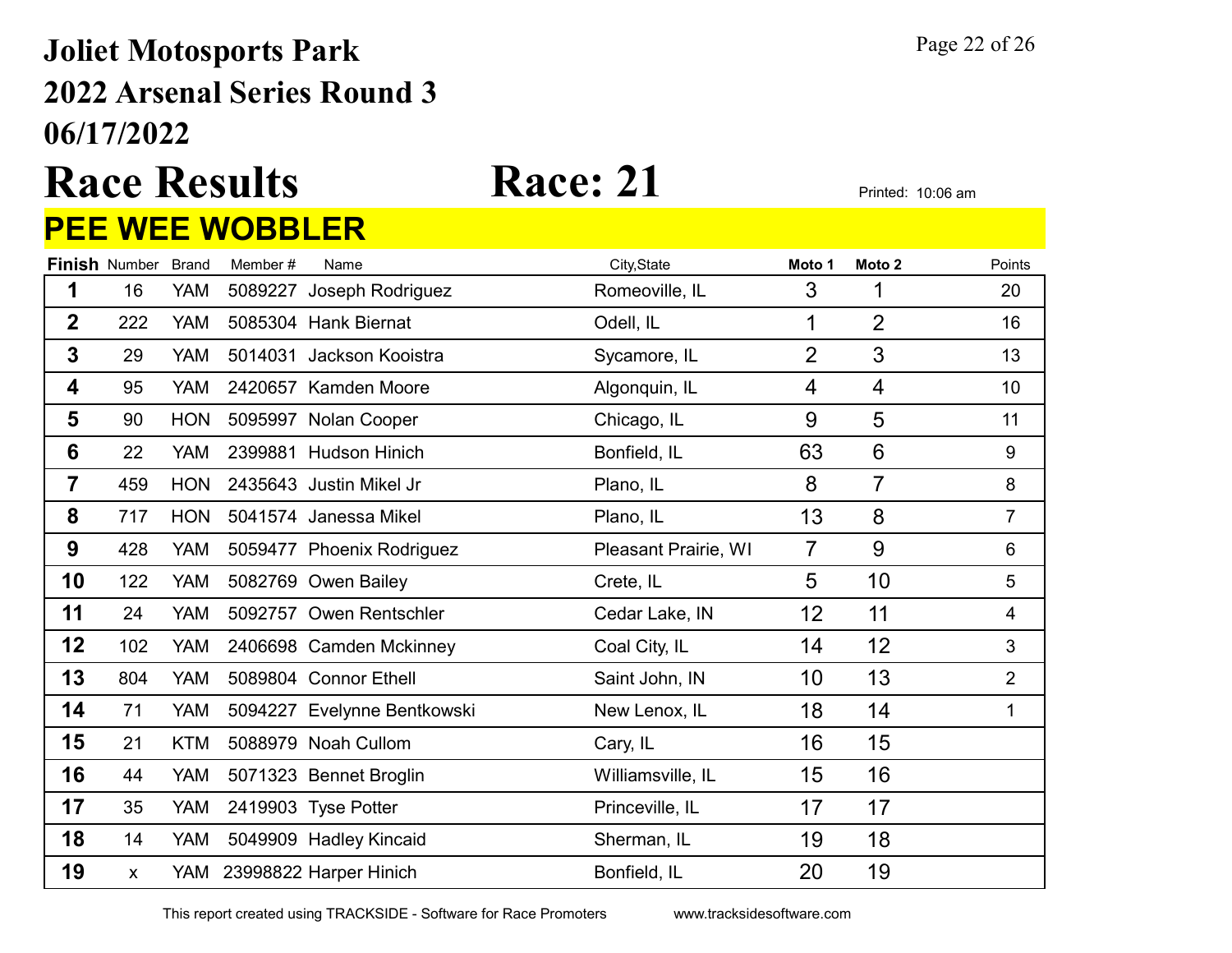# Joliet Motosports Park
## 2022 Arsenal Series Round 3
## 06/17/2022

# Race Results Race: 21

Printed: 10:06 am

## PEE WEE WOBBLER

| Finish | Number | Brand | Member # | Name | City,State | Moto 1 | Moto 2 | Points |
|---|---|---|---|---|---|---|---|---|
| 1 | 16 | YAM | 5089227 | Joseph Rodriguez | Romeoville, IL | 3 | 1 | 20 |
| 2 | 222 | YAM | 5085304 | Hank Biernat | Odell, IL | 1 | 2 | 16 |
| 3 | 29 | YAM | 5014031 | Jackson Kooistra | Sycamore, IL | 2 | 3 | 13 |
| 4 | 95 | YAM | 2420657 | Kamden Moore | Algonquin, IL | 4 | 4 | 10 |
| 5 | 90 | HON | 5095997 | Nolan Cooper | Chicago, IL | 9 | 5 | 11 |
| 6 | 22 | YAM | 2399881 | Hudson Hinich | Bonfield, IL | 63 | 6 | 9 |
| 7 | 459 | HON | 2435643 | Justin Mikel Jr | Plano, IL | 8 | 7 | 8 |
| 8 | 717 | HON | 5041574 | Janessa Mikel | Plano, IL | 13 | 8 | 7 |
| 9 | 428 | YAM | 5059477 | Phoenix Rodriguez | Pleasant Prairie, WI | 7 | 9 | 6 |
| 10 | 122 | YAM | 5082769 | Owen Bailey | Crete, IL | 5 | 10 | 5 |
| 11 | 24 | YAM | 5092757 | Owen Rentschler | Cedar Lake, IN | 12 | 11 | 4 |
| 12 | 102 | YAM | 2406698 | Camden Mckinney | Coal City, IL | 14 | 12 | 3 |
| 13 | 804 | YAM | 5089804 | Connor Ethell | Saint John, IN | 10 | 13 | 2 |
| 14 | 71 | YAM | 5094227 | Evelynne Bentkowski | New Lenox, IL | 18 | 14 | 1 |
| 15 | 21 | KTM | 5088979 | Noah Cullom | Cary, IL | 16 | 15 | |
| 16 | 44 | YAM | 5071323 | Bennet Broglin | Williamsville, IL | 15 | 16 | |
| 17 | 35 | YAM | 2419903 | Tyse Potter | Princeville, IL | 17 | 17 | |
| 18 | 14 | YAM | 5049909 | Hadley Kincaid | Sherman, IL | 19 | 18 | |
| 19 | x | YAM | 23998822 | Harper Hinich | Bonfield, IL | 20 | 19 | |

This report created using TRACKSIDE - Software for Race Promoters www.tracksidesoftware.com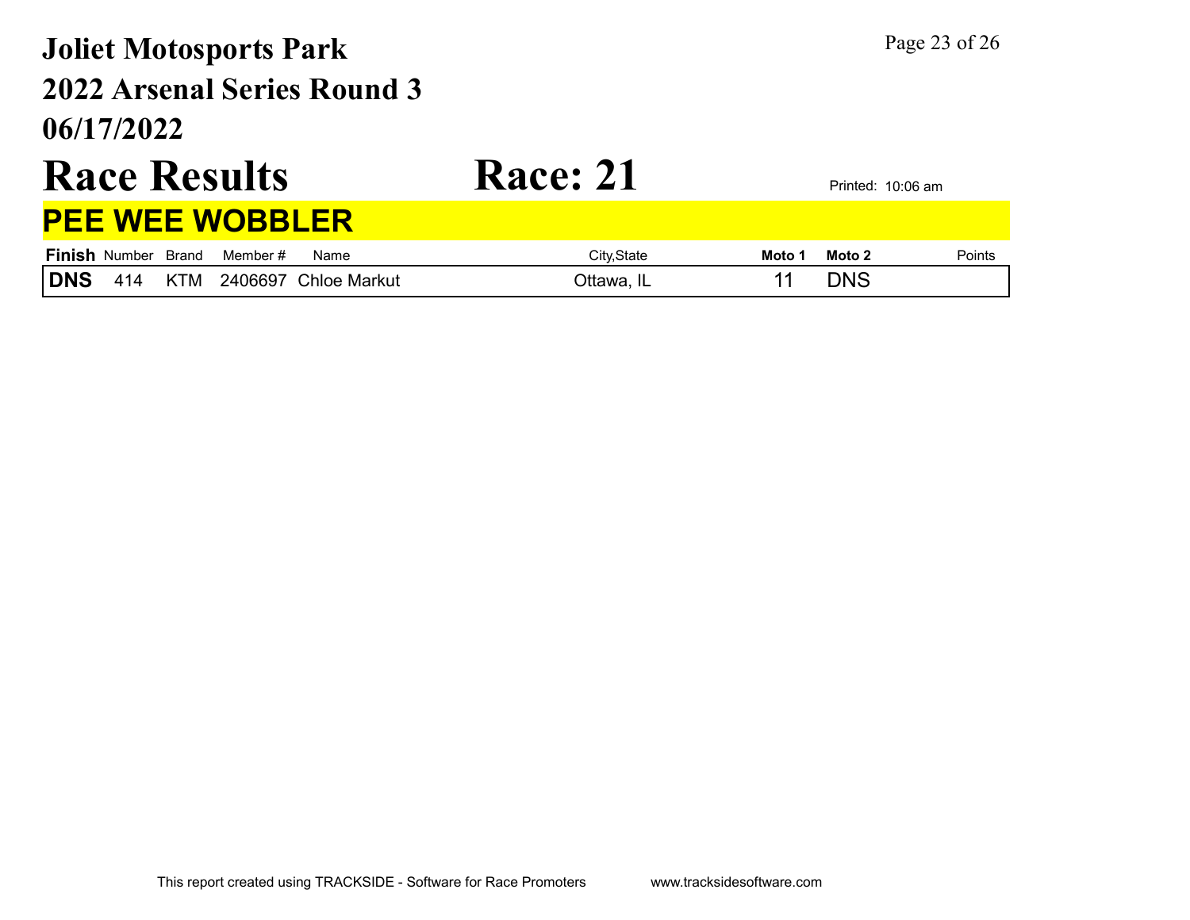# Joliet Motosports Park

## 2022 Arsenal Series Round 3

## 06/17/2022

# Race Results

# Race: 21

Printed: 10:06 am

## PEE WEE WOBBLER

| Finish | Number | Brand | Member # | Name | City,State | Moto 1 | Moto 2 | Points |
|---|---|---|---|---|---|---|---|---|
| DNS | 414 | KTM | 2406697 | Chloe Markut | Ottawa, IL | 11 | DNS | |

This report created using TRACKSIDE - Software for Race Promoters www.tracksidesoftware.com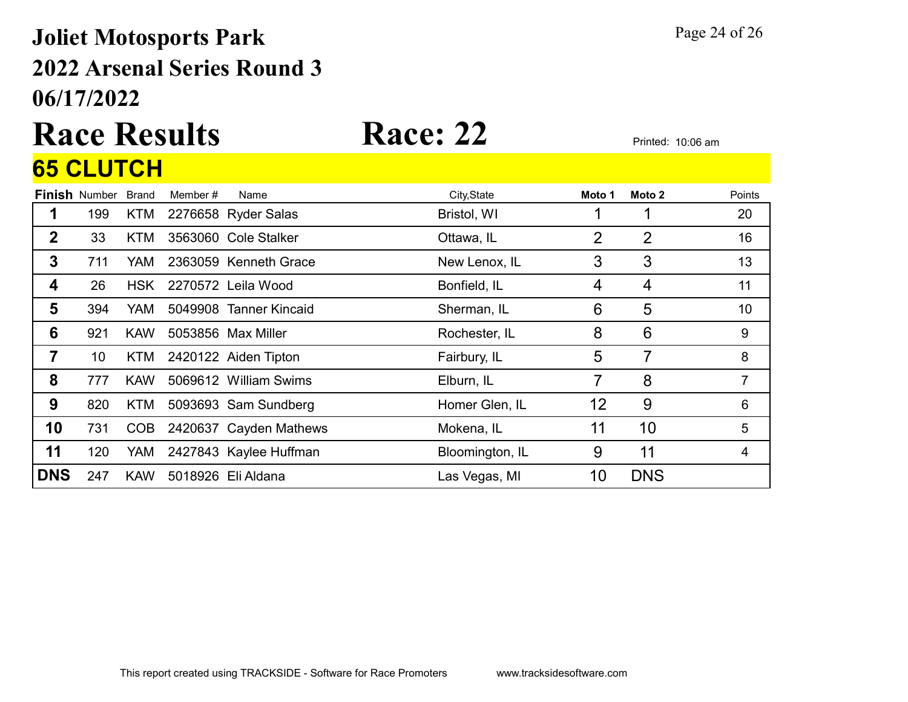# Joliet Motosports Park
# 2022 Arsenal Series Round 3
# 06/17/2022

# Race Results — Race: 22

Printed: 10:06 am

## 65 CLUTCH

| Finish | Number | Brand | Member # | Name | City,State | Moto 1 | Moto 2 | Points |
|---|---|---|---|---|---|---|---|---|
| 1 | 199 | KTM | 2276658 | Ryder Salas | Bristol, WI | 1 | 1 | 20 |
| 2 | 33 | KTM | 3563060 | Cole Stalker | Ottawa, IL | 2 | 2 | 16 |
| 3 | 711 | YAM | 2363059 | Kenneth Grace | New Lenox, IL | 3 | 3 | 13 |
| 4 | 26 | HSK | 2270572 | Leila Wood | Bonfield, IL | 4 | 4 | 11 |
| 5 | 394 | YAM | 5049908 | Tanner Kincaid | Sherman, IL | 6 | 5 | 10 |
| 6 | 921 | KAW | 5053856 | Max Miller | Rochester, IL | 8 | 6 | 9 |
| 7 | 10 | KTM | 2420122 | Aiden Tipton | Fairbury, IL | 5 | 7 | 8 |
| 8 | 777 | KAW | 5069612 | William Swims | Elburn, IL | 7 | 8 | 7 |
| 9 | 820 | KTM | 5093693 | Sam Sundberg | Homer Glen, IL | 12 | 9 | 6 |
| 10 | 731 | COB | 2420637 | Cayden Mathews | Mokena, IL | 11 | 10 | 5 |
| 11 | 120 | YAM | 2427843 | Kaylee Huffman | Bloomington, IL | 9 | 11 | 4 |
| DNS | 247 | KAW | 5018926 | Eli Aldana | Las Vegas, MI | 10 | DNS | |

This report created using TRACKSIDE - Software for Race Promoters www.tracksidesoftware.com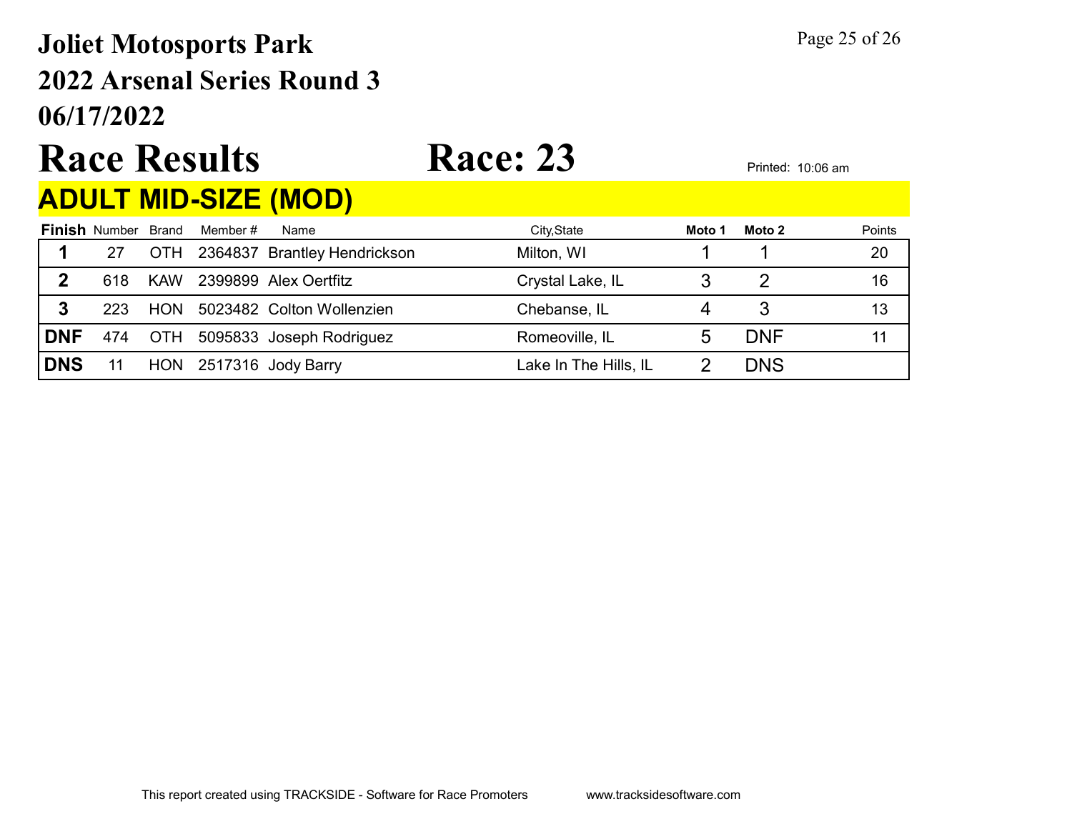# Joliet Motosports Park

## 2022 Arsenal Series Round 3

## 06/17/2022

# Race Results — Race: 23

Printed: 10:06 am

## ADULT MID-SIZE (MOD)

| Finish | Number | Brand | Member # | Name | City,State | Moto 1 | Moto 2 | Points |
|---|---|---|---|---|---|---|---|---|
| 1 | 27 | OTH | 2364837 | Brantley Hendrickson | Milton, WI | 1 | 1 | 20 |
| 2 | 618 | KAW | 2399899 | Alex Oertfitz | Crystal Lake, IL | 3 | 2 | 16 |
| 3 | 223 | HON | 5023482 | Colton Wollenzien | Chebanse, IL | 4 | 3 | 13 |
| DNF | 474 | OTH | 5095833 | Joseph Rodriguez | Romeoville, IL | 5 | DNF | 11 |
| DNS | 11 | HON | 2517316 | Jody Barry | Lake In The Hills, IL | 2 | DNS | |

This report created using TRACKSIDE - Software for Race Promoters www.tracksidesoftware.com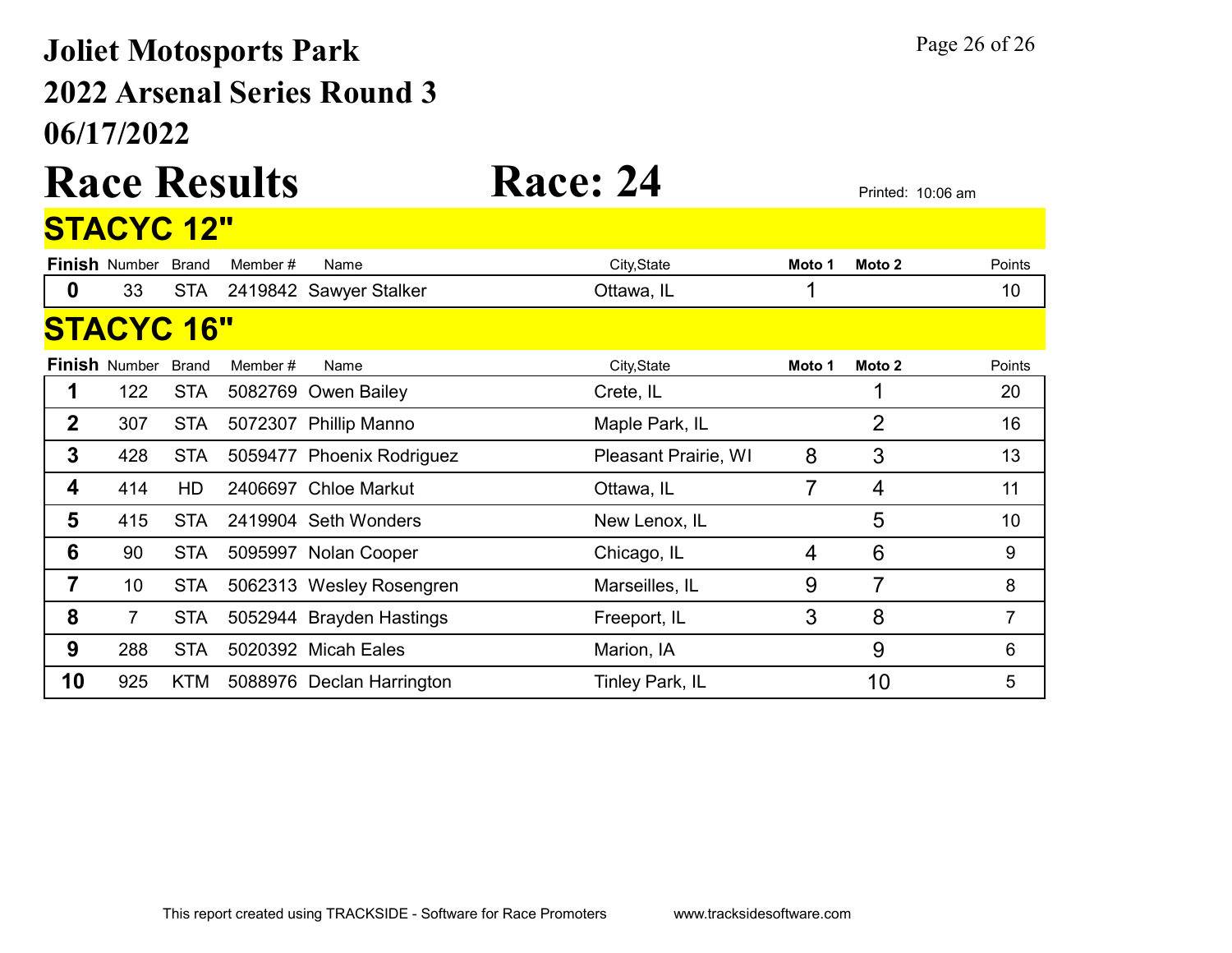# Joliet Motosports Park
## 2022 Arsenal Series Round 3
## 06/17/2022

# Race Results

# Race: 24

Printed: 10:06 am

## STACYC 12"

| Finish | Number | Brand | Member # | Name | City,State | Moto 1 | Moto 2 | Points |
|---|---|---|---|---|---|---|---|---|
| 0 | 33 | STA | 2419842 | Sawyer Stalker | Ottawa, IL | 1 | | 10 |

## STACYC 16"

| Finish | Number | Brand | Member # | Name | City,State | Moto 1 | Moto 2 | Points |
|---|---|---|---|---|---|---|---|---|
| 1 | 122 | STA | 5082769 | Owen Bailey | Crete, IL | | 1 | 20 |
| 2 | 307 | STA | 5072307 | Phillip Manno | Maple Park, IL | | 2 | 16 |
| 3 | 428 | STA | 5059477 | Phoenix Rodriguez | Pleasant Prairie, WI | 8 | 3 | 13 |
| 4 | 414 | HD | 2406697 | Chloe Markut | Ottawa, IL | 7 | 4 | 11 |
| 5 | 415 | STA | 2419904 | Seth Wonders | New Lenox, IL | | 5 | 10 |
| 6 | 90 | STA | 5095997 | Nolan Cooper | Chicago, IL | 4 | 6 | 9 |
| 7 | 10 | STA | 5062313 | Wesley Rosengren | Marseilles, IL | 9 | 7 | 8 |
| 8 | 7 | STA | 5052944 | Brayden Hastings | Freeport, IL | 3 | 8 | 7 |
| 9 | 288 | STA | 5020392 | Micah Eales | Marion, IA | | 9 | 6 |
| 10 | 925 | KTM | 5088976 | Declan Harrington | Tinley Park, IL | | 10 | 5 |

This report created using TRACKSIDE - Software for Race Promoters www.tracksidesoftware.com